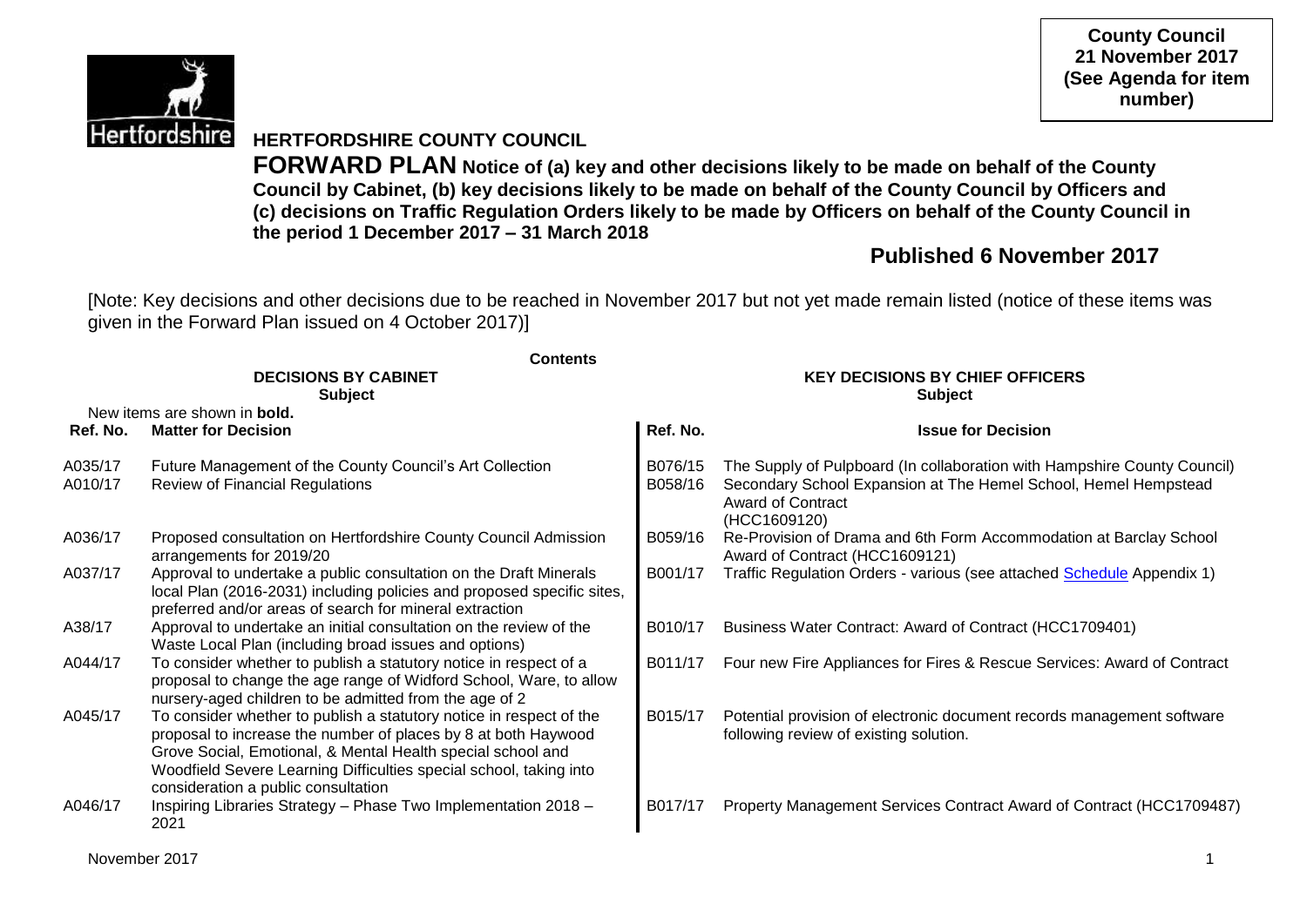**County Council**
**21 November 2017**
**(See Agenda for item number)**

# HERTFORDSHIRE COUNTY COUNCIL

**FORWARD PLAN Notice of (a) key and other decisions likely to be made on behalf of the County Council by Cabinet, (b) key decisions likely to be made on behalf of the County Council by Officers and (c) decisions on Traffic Regulation Orders likely to be made by Officers on behalf of the County Council in the period 1 December 2017 – 31 March 2018**

## Published 6 November 2017

[Note: Key decisions and other decisions due to be reached in November 2017 but not yet made remain listed (notice of these items was given in the Forward Plan issued on 4 October 2017)]

**Contents**

**DECISIONS BY CABINET**
**Subject**

New items are shown in **bold.**

| Ref. No. | Matter for Decision |
|---|---|
| A035/17 | Future Management of the County Council's Art Collection |
| A010/17 | Review of Financial Regulations |
| A036/17 | Proposed consultation on Hertfordshire County Council Admission arrangements for 2019/20 |
| A037/17 | Approval to undertake a public consultation on the Draft Minerals local Plan (2016-2031) including policies and proposed specific sites, preferred and/or areas of search for mineral extraction |
| A38/17 | Approval to undertake an initial consultation on the review of the Waste Local Plan (including broad issues and options) |
| A044/17 | To consider whether to publish a statutory notice in respect of a proposal to change the age range of Widford School, Ware, to allow nursery-aged children to be admitted from the age of 2 |
| A045/17 | To consider whether to publish a statutory notice in respect of the proposal to increase the number of places by 8 at both Haywood Grove Social, Emotional, & Mental Health special school and Woodfield Severe Learning Difficulties special school, taking into consideration a public consultation |
| A046/17 | Inspiring Libraries Strategy – Phase Two Implementation 2018 – 2021 |

**KEY DECISIONS BY CHIEF OFFICERS**
**Subject**

| Ref. No. | Issue for Decision |
|---|---|
| B076/15 | The Supply of Pulpboard (In collaboration with Hampshire County Council) |
| B058/16 | Secondary School Expansion at The Hemel School, Hemel Hempstead Award of Contract (HCC1609120) |
| B059/16 | Re-Provision of Drama and 6th Form Accommodation at Barclay School Award of Contract (HCC1609121) |
| B001/17 | Traffic Regulation Orders - various (see attached Schedule Appendix 1) |
| B010/17 | Business Water Contract: Award of Contract (HCC1709401) |
| B011/17 | Four new Fire Appliances for Fires & Rescue Services: Award of Contract |
| B015/17 | Potential provision of electronic document records management software following review of existing solution. |
| B017/17 | Property Management Services Contract Award of Contract (HCC1709487) |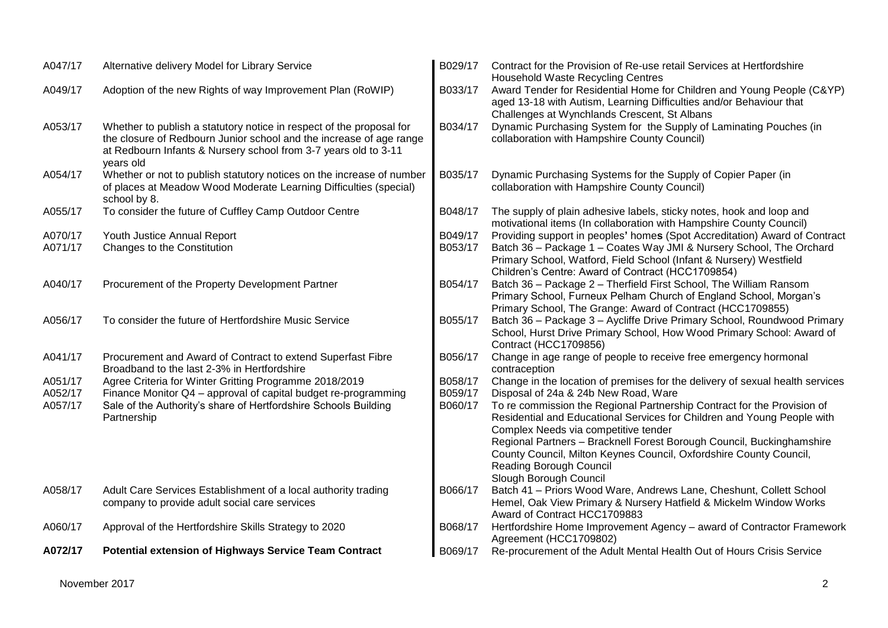| | | | |
|---|---|---|---|
| A047/17 | Alternative delivery Model for Library Service | B029/17 | Contract for the Provision of Re-use retail Services at Hertfordshire Household Waste Recycling Centres |
| A049/17 | Adoption of the new Rights of way Improvement Plan (RoWIP) | B033/17 | Award Tender for Residential Home for Children and Young People (C&YP) aged 13-18 with Autism, Learning Difficulties and/or Behaviour that Challenges at Wynchlands Crescent, St Albans |
| A053/17 | Whether to publish a statutory notice in respect of the proposal for the closure of Redbourn Junior school and the increase of age range at Redbourn Infants & Nursery school from 3-7 years old to 3-11 years old | B034/17 | Dynamic Purchasing System for the Supply of Laminating Pouches (in collaboration with Hampshire County Council) |
| A054/17 | Whether or not to publish statutory notices on the increase of number of places at Meadow Wood Moderate Learning Difficulties (special) school by 8. | B035/17 | Dynamic Purchasing Systems for the Supply of Copier Paper (in collaboration with Hampshire County Council) |
| A055/17 | To consider the future of Cuffley Camp Outdoor Centre | B048/17 | The supply of plain adhesive labels, sticky notes, hook and loop and motivational items (In collaboration with Hampshire County Council) |
| A070/17 | Youth Justice Annual Report | B049/17 | Providing support in peoples' homes (Spot Accreditation) Award of Contract |
| A071/17 | Changes to the Constitution | B053/17 | Batch 36 – Package 1 – Coates Way JMI & Nursery School, The Orchard Primary School, Watford, Field School (Infant & Nursery) Westfield Children's Centre: Award of Contract (HCC1709854) |
| A040/17 | Procurement of the Property Development Partner | B054/17 | Batch 36 – Package 2 – Therfield First School, The William Ransom Primary School, Furneux Pelham Church of England School, Morgan's Primary School, The Grange: Award of Contract (HCC1709855) |
| A056/17 | To consider the future of Hertfordshire Music Service | B055/17 | Batch 36 – Package 3 – Aycliffe Drive Primary School, Roundwood Primary School, Hurst Drive Primary School, How Wood Primary School: Award of Contract (HCC1709856) |
| A041/17 | Procurement and Award of Contract to extend Superfast Fibre Broadband to the last 2-3% in Hertfordshire | B056/17 | Change in age range of people to receive free emergency hormonal contraception |
| A051/17 | Agree Criteria for Winter Gritting Programme 2018/2019 | B058/17 | Change in the location of premises for the delivery of sexual health services |
| A052/17 | Finance Monitor Q4 – approval of capital budget re-programming | B059/17 | Disposal of 24a & 24b New Road, Ware |
| A057/17 | Sale of the Authority's share of Hertfordshire Schools Building Partnership | B060/17 | To re commission the Regional Partnership Contract for the Provision of Residential and Educational Services for Children and Young People with Complex Needs via competitive tender<br>Regional Partners – Bracknell Forest Borough Council, Buckinghamshire County Council, Milton Keynes Council, Oxfordshire County Council, Reading Borough Council<br>Slough Borough Council |
| A058/17 | Adult Care Services Establishment of a local authority trading company to provide adult social care services | B066/17 | Batch 41 – Priors Wood Ware, Andrews Lane, Cheshunt, Collett School Hemel, Oak View Primary & Nursery Hatfield & Mickelm Window Works Award of Contract HCC1709883 |
| A060/17 | Approval of the Hertfordshire Skills Strategy to 2020 | B068/17 | Hertfordshire Home Improvement Agency – award of Contractor Framework Agreement (HCC1709802) |
| **A072/17** | **Potential extension of Highways Service Team Contract** | B069/17 | Re-procurement of the Adult Mental Health Out of Hours Crisis Service |

November 2017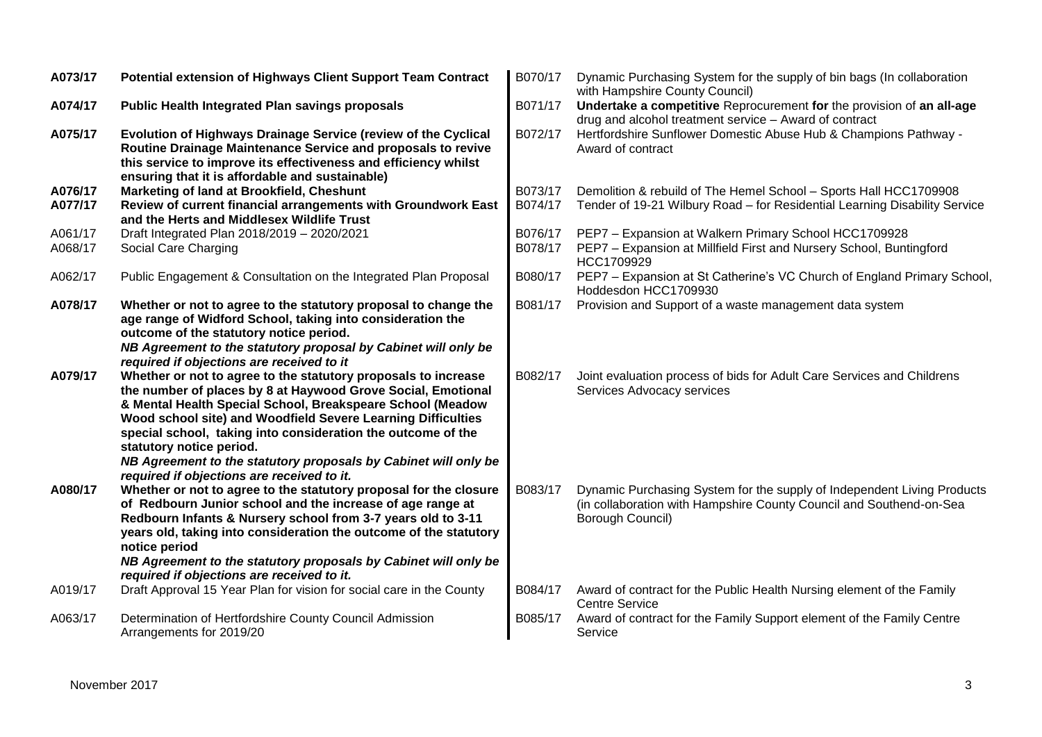| | | | |
|---|---|---|---|
| **A073/17** | **Potential extension of Highways Client Support Team Contract** | B070/17 | Dynamic Purchasing System for the supply of bin bags (In collaboration with Hampshire County Council) |
| **A074/17** | **Public Health Integrated Plan savings proposals** | B071/17 | **Undertake a competitive** Reprocurement **for** the provision of **an all-age** drug and alcohol treatment service – Award of contract |
| **A075/17** | **Evolution of Highways Drainage Service (review of the Cyclical Routine Drainage Maintenance Service and proposals to revive this service to improve its effectiveness and efficiency whilst ensuring that it is affordable and sustainable)** | B072/17 | Hertfordshire Sunflower Domestic Abuse Hub & Champions Pathway - Award of contract |
| **A076/17** | **Marketing of land at Brookfield, Cheshunt** | B073/17 | Demolition & rebuild of The Hemel School – Sports Hall HCC1709908 |
| **A077/17** | **Review of current financial arrangements with Groundwork East and the Herts and Middlesex Wildlife Trust** | B074/17 | Tender of 19-21 Wilbury Road – for Residential Learning Disability Service |
| A061/17 | Draft Integrated Plan 2018/2019 – 2020/2021 | B076/17 | PEP7 – Expansion at Walkern Primary School HCC1709928 |
| A068/17 | Social Care Charging | B078/17 | PEP7 – Expansion at Millfield First and Nursery School, Buntingford HCC1709929 |
| A062/17 | Public Engagement & Consultation on the Integrated Plan Proposal | B080/17 | PEP7 – Expansion at St Catherine's VC Church of England Primary School, Hoddesdon HCC1709930 |
| **A078/17** | **Whether or not to agree to the statutory proposal to change the age range of Widford School, taking into consideration the outcome of the statutory notice period.** ***NB Agreement to the statutory proposal by Cabinet will only be required if objections are received to it*** | B081/17 | Provision and Support of a waste management data system |
| **A079/17** | **Whether or not to agree to the statutory proposals to increase the number of places by 8 at Haywood Grove Social, Emotional & Mental Health Special School, Breakspeare School (Meadow Wood school site) and Woodfield Severe Learning Difficulties special school, taking into consideration the outcome of the statutory notice period.** ***NB Agreement to the statutory proposals by Cabinet will only be required if objections are received to it.*** | B082/17 | Joint evaluation process of bids for Adult Care Services and Childrens Services Advocacy services |
| **A080/17** | **Whether or not to agree to the statutory proposal for the closure of Redbourn Junior school and the increase of age range at Redbourn Infants & Nursery school from 3-7 years old to 3-11 years old, taking into consideration the outcome of the statutory notice period** ***NB Agreement to the statutory proposals by Cabinet will only be required if objections are received to it.*** | B083/17 | Dynamic Purchasing System for the supply of Independent Living Products (in collaboration with Hampshire County Council and Southend-on-Sea Borough Council) |
| A019/17 | Draft Approval 15 Year Plan for vision for social care in the County | B084/17 | Award of contract for the Public Health Nursing element of the Family Centre Service |
| A063/17 | Determination of Hertfordshire County Council Admission Arrangements for 2019/20 | B085/17 | Award of contract for the Family Support element of the Family Centre Service |

November 2017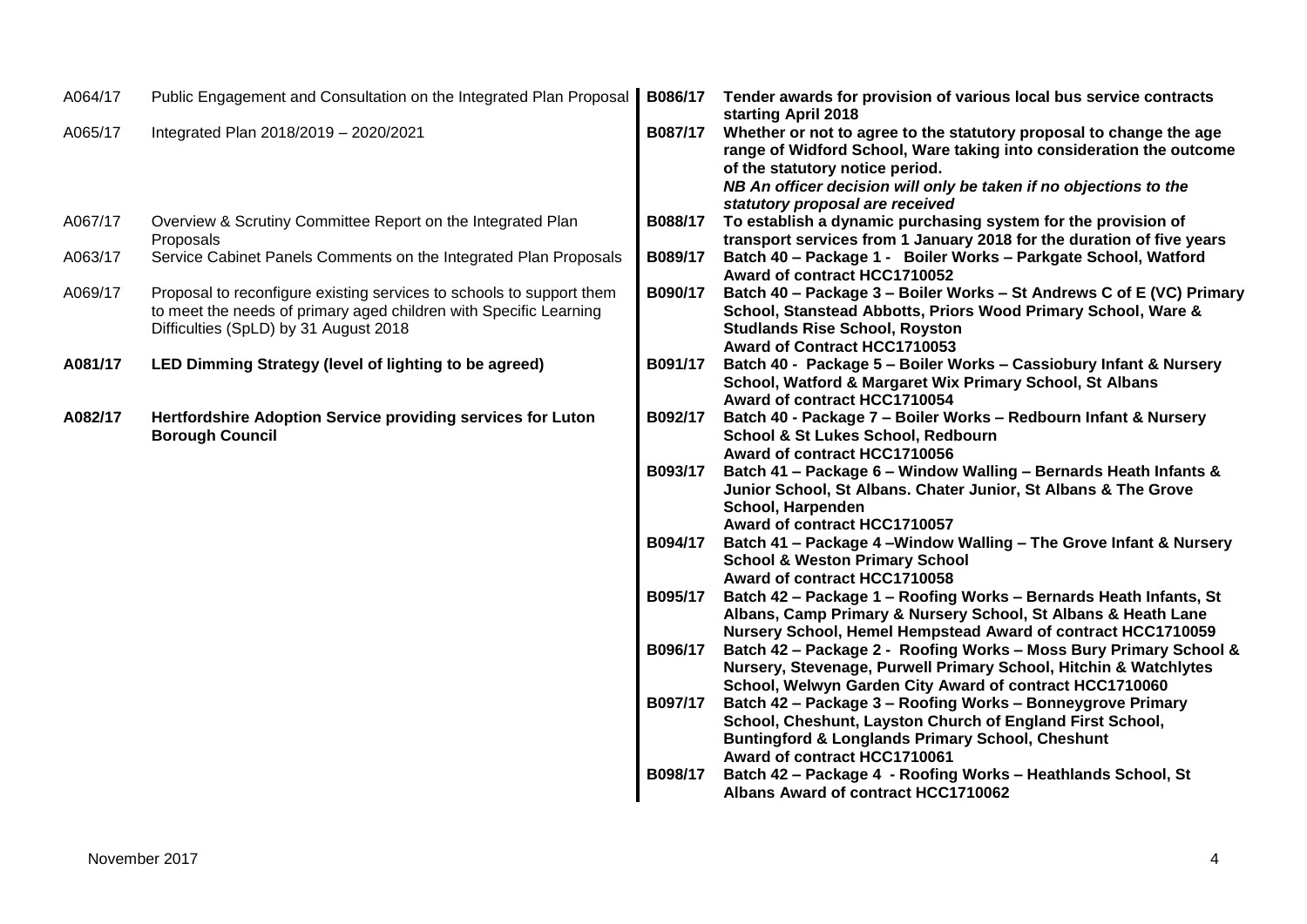A064/17 Public Engagement and Consultation on the Integrated Plan Proposal

A065/17 Integrated Plan 2018/2019 – 2020/2021

A067/17 Overview & Scrutiny Committee Report on the Integrated Plan Proposals

A063/17 Service Cabinet Panels Comments on the Integrated Plan Proposals

A069/17 Proposal to reconfigure existing services to schools to support them to meet the needs of primary aged children with Specific Learning Difficulties (SpLD) by 31 August 2018

**A081/17 LED Dimming Strategy (level of lighting to be agreed)**

**A082/17 Hertfordshire Adoption Service providing services for Luton Borough Council**

**B086/17 Tender awards for provision of various local bus service contracts starting April 2018**

**B087/17 Whether or not to agree to the statutory proposal to change the age range of Widford School, Ware taking into consideration the outcome of the statutory notice period.**
***NB An officer decision will only be taken if no objections to the statutory proposal are received***

**B088/17 To establish a dynamic purchasing system for the provision of transport services from 1 January 2018 for the duration of five years**

**B089/17 Batch 40 – Package 1 - Boiler Works – Parkgate School, Watford Award of contract HCC1710052**

**B090/17 Batch 40 – Package 3 – Boiler Works – St Andrews C of E (VC) Primary School, Stanstead Abbotts, Priors Wood Primary School, Ware & Studlands Rise School, Royston Award of Contract HCC1710053**

**B091/17 Batch 40 - Package 5 – Boiler Works – Cassiobury Infant & Nursery School, Watford & Margaret Wix Primary School, St Albans Award of contract HCC1710054**

**B092/17 Batch 40 - Package 7 – Boiler Works – Redbourn Infant & Nursery School & St Lukes School, Redbourn Award of contract HCC1710056**

**B093/17 Batch 41 – Package 6 – Window Walling – Bernards Heath Infants & Junior School, St Albans. Chater Junior, St Albans & The Grove School, Harpenden Award of contract HCC1710057**

**B094/17 Batch 41 – Package 4 –Window Walling – The Grove Infant & Nursery School & Weston Primary School Award of contract HCC1710058**

**B095/17 Batch 42 – Package 1 – Roofing Works – Bernards Heath Infants, St Albans, Camp Primary & Nursery School, St Albans & Heath Lane Nursery School, Hemel Hempstead Award of contract HCC1710059**

**B096/17 Batch 42 – Package 2 - Roofing Works – Moss Bury Primary School & Nursery, Stevenage, Purwell Primary School, Hitchin & Watchlytes School, Welwyn Garden City Award of contract HCC1710060**

**B097/17 Batch 42 – Package 3 – Roofing Works – Bonneygrove Primary School, Cheshunt, Layston Church of England First School, Buntingford & Longlands Primary School, Cheshunt Award of contract HCC1710061**

**B098/17 Batch 42 – Package 4 - Roofing Works – Heathlands School, St Albans Award of contract HCC1710062**

November 2017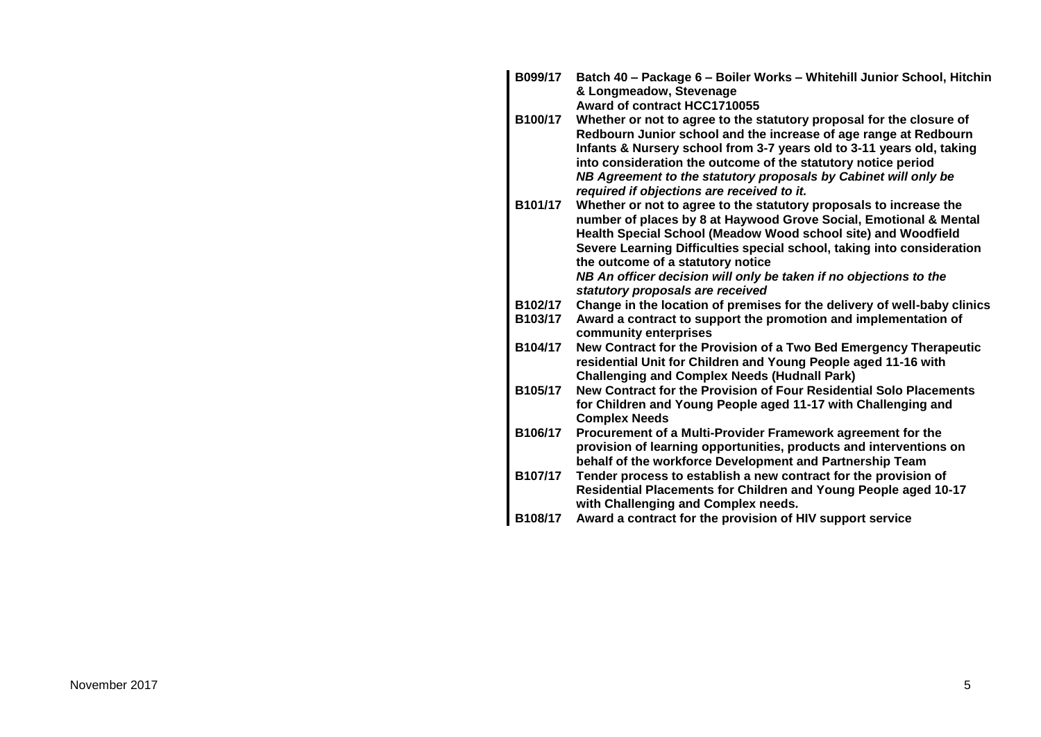| | |
|---|---|
| **B099/17** | **Batch 40 – Package 6 – Boiler Works – Whitehill Junior School, Hitchin & Longmeadow, Stevenage**<br>**Award of contract HCC1710055** |
| **B100/17** | **Whether or not to agree to the statutory proposal for the closure of Redbourn Junior school and the increase of age range at Redbourn Infants & Nursery school from 3-7 years old to 3-11 years old, taking into consideration the outcome of the statutory notice period**<br>***NB Agreement to the statutory proposals by Cabinet will only be required if objections are received to it.*** |
| **B101/17** | **Whether or not to agree to the statutory proposals to increase the number of places by 8 at Haywood Grove Social, Emotional & Mental Health Special School (Meadow Wood school site) and Woodfield Severe Learning Difficulties special school, taking into consideration the outcome of a statutory notice**<br>***NB An officer decision will only be taken if no objections to the statutory proposals are received*** |
| **B102/17** | **Change in the location of premises for the delivery of well-baby clinics** |
| **B103/17** | **Award a contract to support the promotion and implementation of community enterprises** |
| **B104/17** | **New Contract for the Provision of a Two Bed Emergency Therapeutic residential Unit for Children and Young People aged 11-16 with Challenging and Complex Needs (Hudnall Park)** |
| **B105/17** | **New Contract for the Provision of Four Residential Solo Placements for Children and Young People aged 11-17 with Challenging and Complex Needs** |
| **B106/17** | **Procurement of a Multi-Provider Framework agreement for the provision of learning opportunities, products and interventions on behalf of the workforce Development and Partnership Team** |
| **B107/17** | **Tender process to establish a new contract for the provision of Residential Placements for Children and Young People aged 10-17 with Challenging and Complex needs.** |
| **B108/17** | **Award a contract for the provision of HIV support service** |

November 2017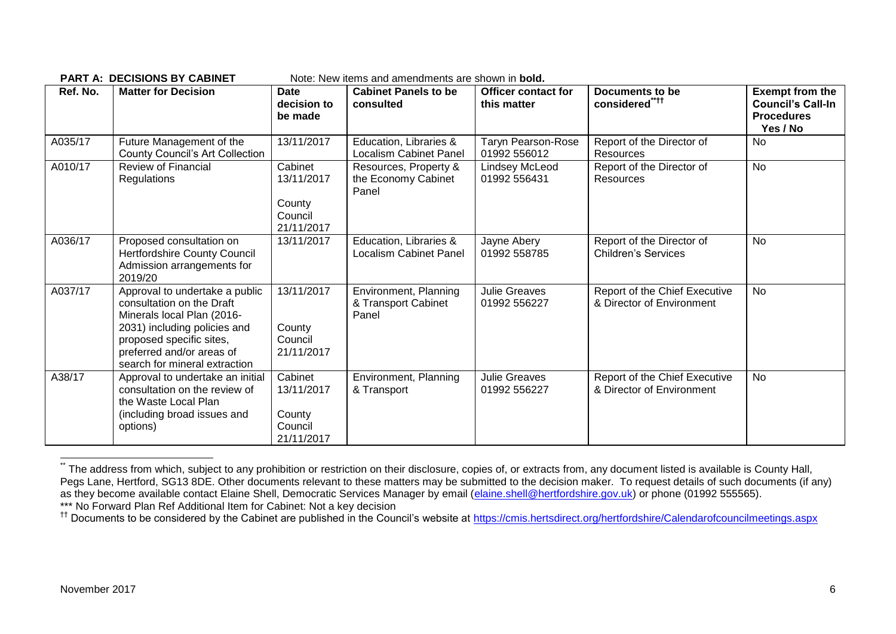**PART A: DECISIONS BY CABINET** Note: New items and amendments are shown in **bold.**

| Ref. No. | Matter for Decision | Date decision to be made | Cabinet Panels to be consulted | Officer contact for this matter | Documents to be considered[**][††] | Exempt from the Council's Call-In Procedures Yes / No |
|---|---|---|---|---|---|---|
| A035/17 | Future Management of the County Council's Art Collection | 13/11/2017 | Education, Libraries & Localism Cabinet Panel | Taryn Pearson-Rose 01992 556012 | Report of the Director of Resources | No |
| A010/17 | Review of Financial Regulations | Cabinet 13/11/2017 County Council 21/11/2017 | Resources, Property & the Economy Cabinet Panel | Lindsey McLeod 01992 556431 | Report of the Director of Resources | No |
| A036/17 | Proposed consultation on Hertfordshire County Council Admission arrangements for 2019/20 | 13/11/2017 | Education, Libraries & Localism Cabinet Panel | Jayne Abery 01992 558785 | Report of the Director of Children's Services | No |
| A037/17 | Approval to undertake a public consultation on the Draft Minerals local Plan (2016-2031) including policies and proposed specific sites, preferred and/or areas of search for mineral extraction | 13/11/2017 County Council 21/11/2017 | Environment, Planning & Transport Cabinet Panel | Julie Greaves 01992 556227 | Report of the Chief Executive & Director of Environment | No |
| A38/17 | Approval to undertake an initial consultation on the review of the Waste Local Plan (including broad issues and options) | Cabinet 13/11/2017 County Council 21/11/2017 | Environment, Planning & Transport | Julie Greaves 01992 556227 | Report of the Chief Executive & Director of Environment | No |

[**] The address from which, subject to any prohibition or restriction on their disclosure, copies of, or extracts from, any document listed is available is County Hall, Pegs Lane, Hertford, SG13 8DE. Other documents relevant to these matters may be submitted to the decision maker. To request details of such documents (if any) as they become available contact Elaine Shell, Democratic Services Manager by email (elaine.shell@hertfordshire.gov.uk) or phone (01992 555565).

*** No Forward Plan Ref Additional Item for Cabinet: Not a key decision

[††] Documents to be considered by the Cabinet are published in the Council's website at https://cmis.hertsdirect.org/hertfordshire/Calendarofcouncilmeetings.aspx

November 2017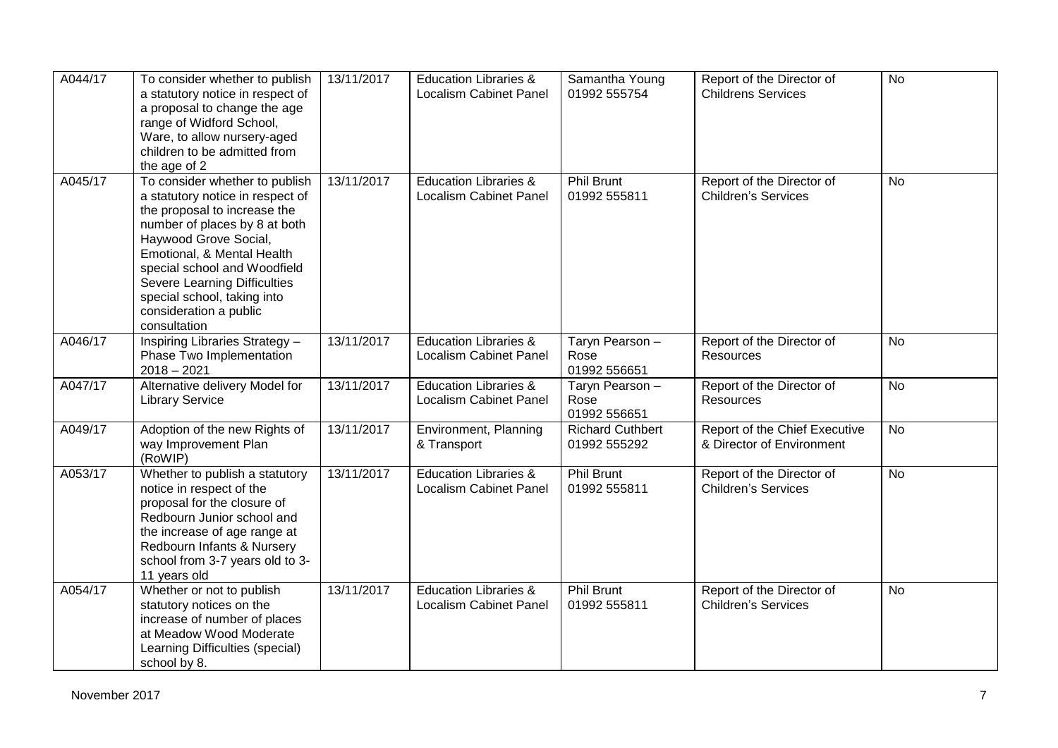| | | | | | | |
|---|---|---|---|---|---|---|
| A044/17 | To consider whether to publish a statutory notice in respect of a proposal to change the age range of Widford School, Ware, to allow nursery-aged children to be admitted from the age of 2 | 13/11/2017 | Education Libraries & Localism Cabinet Panel | Samantha Young 01992 555754 | Report of the Director of Childrens Services | No |
| A045/17 | To consider whether to publish a statutory notice in respect of the proposal to increase the number of places by 8 at both Haywood Grove Social, Emotional, & Mental Health special school and Woodfield Severe Learning Difficulties special school, taking into consideration a public consultation | 13/11/2017 | Education Libraries & Localism Cabinet Panel | Phil Brunt 01992 555811 | Report of the Director of Children's Services | No |
| A046/17 | Inspiring Libraries Strategy – Phase Two Implementation 2018 – 2021 | 13/11/2017 | Education Libraries & Localism Cabinet Panel | Taryn Pearson – Rose 01992 556651 | Report of the Director of Resources | No |
| A047/17 | Alternative delivery Model for Library Service | 13/11/2017 | Education Libraries & Localism Cabinet Panel | Taryn Pearson – Rose 01992 556651 | Report of the Director of Resources | No |
| A049/17 | Adoption of the new Rights of way Improvement Plan (RoWIP) | 13/11/2017 | Environment, Planning & Transport | Richard Cuthbert 01992 555292 | Report of the Chief Executive & Director of Environment | No |
| A053/17 | Whether to publish a statutory notice in respect of the proposal for the closure of Redbourn Junior school and the increase of age range at Redbourn Infants & Nursery school from 3-7 years old to 3-11 years old | 13/11/2017 | Education Libraries & Localism Cabinet Panel | Phil Brunt 01992 555811 | Report of the Director of Children's Services | No |
| A054/17 | Whether or not to publish statutory notices on the increase of number of places at Meadow Wood Moderate Learning Difficulties (special) school by 8. | 13/11/2017 | Education Libraries & Localism Cabinet Panel | Phil Brunt 01992 555811 | Report of the Director of Children's Services | No |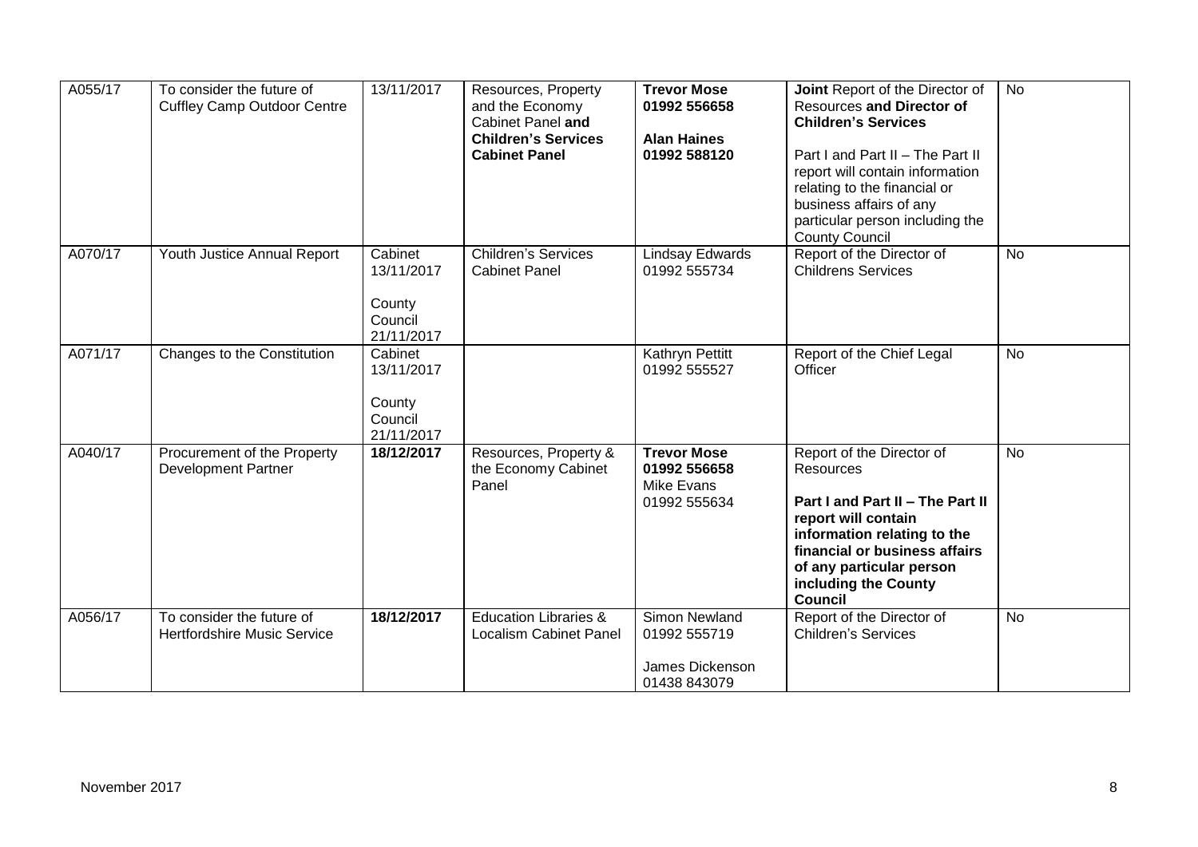| A055/17 | To consider the future of Cuffley Camp Outdoor Centre | 13/11/2017 | Resources, Property and the Economy Cabinet Panel **and Children's Services Cabinet Panel** | **Trevor Mose 01992 556658**<br><br>**Alan Haines 01992 588120** | **Joint** Report of the Director of Resources **and Director of Children's Services**<br><br>Part I and Part II – The Part II report will contain information relating to the financial or business affairs of any particular person including the County Council | No |
|---|---|---|---|---|---|---|
| A070/17 | Youth Justice Annual Report | Cabinet 13/11/2017<br><br>County Council 21/11/2017 | Children's Services Cabinet Panel | Lindsay Edwards 01992 555734 | Report of the Director of Childrens Services | No |
| A071/17 | Changes to the Constitution | Cabinet 13/11/2017<br><br>County Council 21/11/2017 | | Kathryn Pettitt 01992 555527 | Report of the Chief Legal Officer | No |
| A040/17 | Procurement of the Property Development Partner | **18/12/2017** | Resources, Property & the Economy Cabinet Panel | **Trevor Mose 01992 556658**<br>Mike Evans 01992 555634 | Report of the Director of Resources<br><br>**Part I and Part II – The Part II report will contain information relating to the financial or business affairs of any particular person including the County Council** | No |
| A056/17 | To consider the future of Hertfordshire Music Service | **18/12/2017** | Education Libraries & Localism Cabinet Panel | Simon Newland 01992 555719<br><br>James Dickenson 01438 843079 | Report of the Director of Children's Services | No |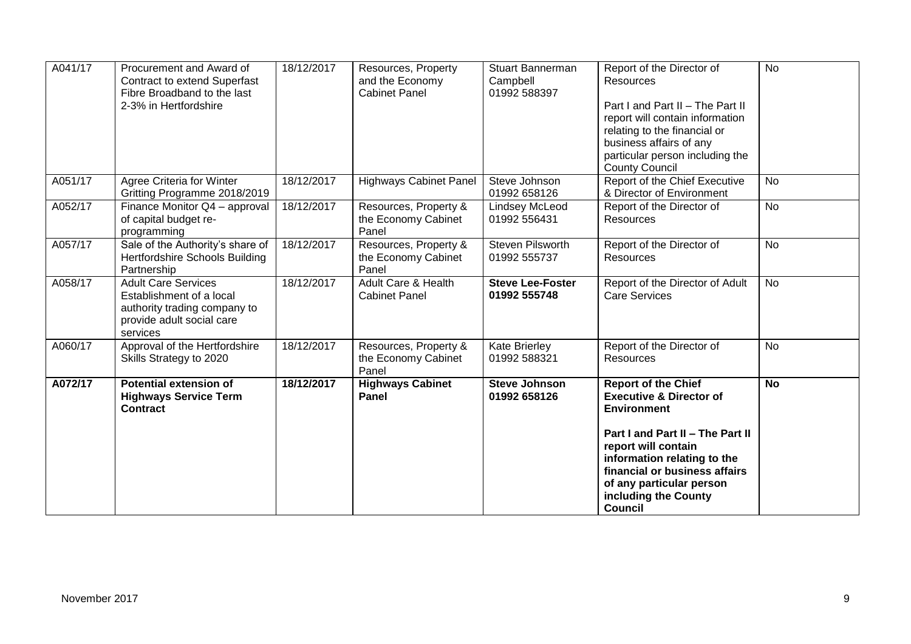| A041/17 | Procurement and Award of Contract to extend Superfast Fibre Broadband to the last 2-3% in Hertfordshire | 18/12/2017 | Resources, Property and the Economy Cabinet Panel | Stuart Bannerman Campbell 01992 588397 | Report of the Director of Resources<br><br>Part I and Part II – The Part II report will contain information relating to the financial or business affairs of any particular person including the County Council | No |
|---|---|---|---|---|---|---|
| A051/17 | Agree Criteria for Winter Gritting Programme 2018/2019 | 18/12/2017 | Highways Cabinet Panel | Steve Johnson 01992 658126 | Report of the Chief Executive & Director of Environment | No |
| A052/17 | Finance Monitor Q4 – approval of capital budget re-programming | 18/12/2017 | Resources, Property & the Economy Cabinet Panel | Lindsey McLeod 01992 556431 | Report of the Director of Resources | No |
| A057/17 | Sale of the Authority's share of Hertfordshire Schools Building Partnership | 18/12/2017 | Resources, Property & the Economy Cabinet Panel | Steven Pilsworth 01992 555737 | Report of the Director of Resources | No |
| A058/17 | Adult Care Services Establishment of a local authority trading company to provide adult social care services | 18/12/2017 | Adult Care & Health Cabinet Panel | **Steve Lee-Foster 01992 555748** | Report of the Director of Adult Care Services | No |
| A060/17 | Approval of the Hertfordshire Skills Strategy to 2020 | 18/12/2017 | Resources, Property & the Economy Cabinet Panel | Kate Brierley 01992 588321 | Report of the Director of Resources | No |
| **A072/17** | **Potential extension of Highways Service Term Contract** | **18/12/2017** | **Highways Cabinet Panel** | **Steve Johnson 01992 658126** | **Report of the Chief Executive & Director of Environment**<br><br>**Part I and Part II – The Part II report will contain information relating to the financial or business affairs of any particular person including the County Council** | **No** |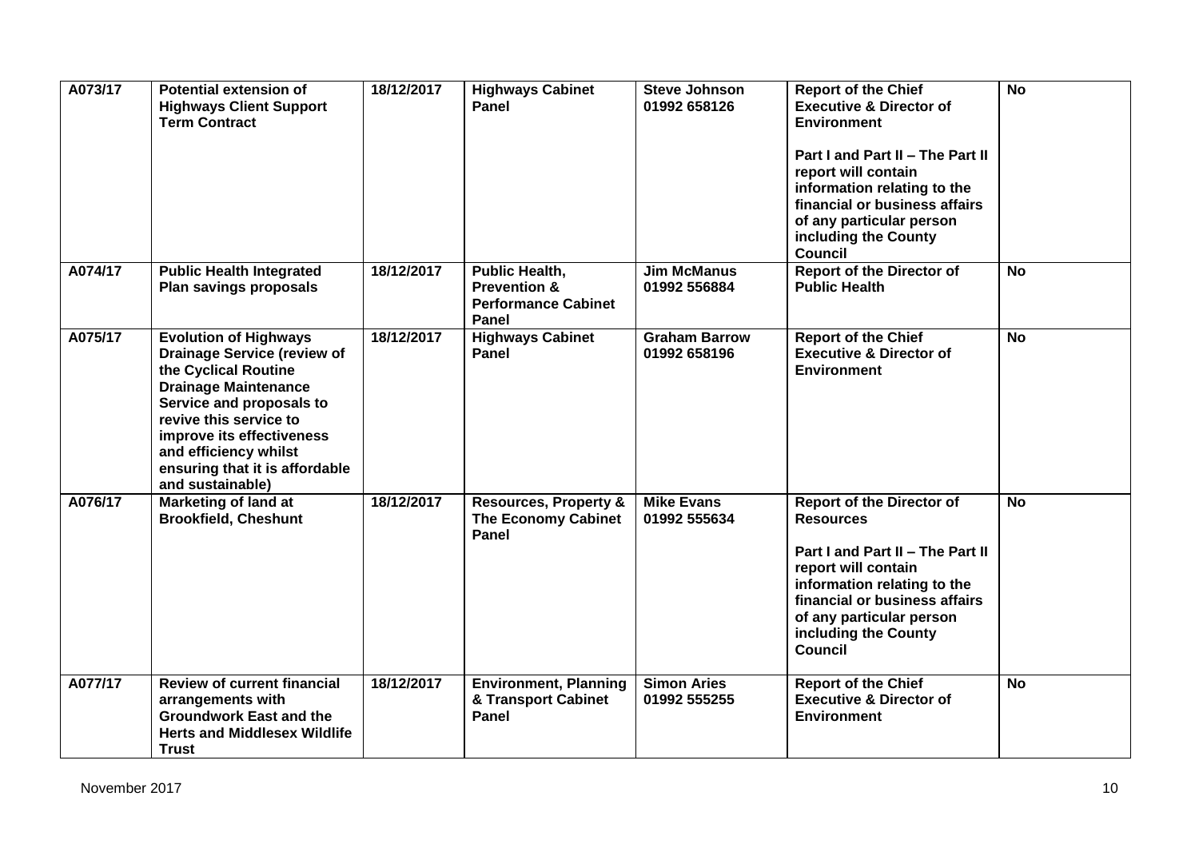| A073/17 | **Potential extension of Highways Client Support Term Contract** | **18/12/2017** | **Highways Cabinet Panel** | **Steve Johnson 01992 658126** | **Report of the Chief Executive & Director of Environment**<br><br>**Part I and Part II – The Part II report will contain information relating to the financial or business affairs of any particular person including the County Council** | **No** |
|---|---|---|---|---|---|---|
| A074/17 | **Public Health Integrated Plan savings proposals** | **18/12/2017** | **Public Health, Prevention & Performance Cabinet Panel** | **Jim McManus 01992 556884** | **Report of the Director of Public Health** | **No** |
| A075/17 | **Evolution of Highways Drainage Service (review of the Cyclical Routine Drainage Maintenance Service and proposals to revive this service to improve its effectiveness and efficiency whilst ensuring that it is affordable and sustainable)** | **18/12/2017** | **Highways Cabinet Panel** | **Graham Barrow 01992 658196** | **Report of the Chief Executive & Director of Environment** | **No** |
| A076/17 | **Marketing of land at Brookfield, Cheshunt** | **18/12/2017** | **Resources, Property & The Economy Cabinet Panel** | **Mike Evans 01992 555634** | **Report of the Director of Resources**<br><br>**Part I and Part II – The Part II report will contain information relating to the financial or business affairs of any particular person including the County Council** | **No** |
| A077/17 | **Review of current financial arrangements with Groundwork East and the Herts and Middlesex Wildlife Trust** | **18/12/2017** | **Environment, Planning & Transport Cabinet Panel** | **Simon Aries 01992 555255** | **Report of the Chief Executive & Director of Environment** | **No** |

November 2017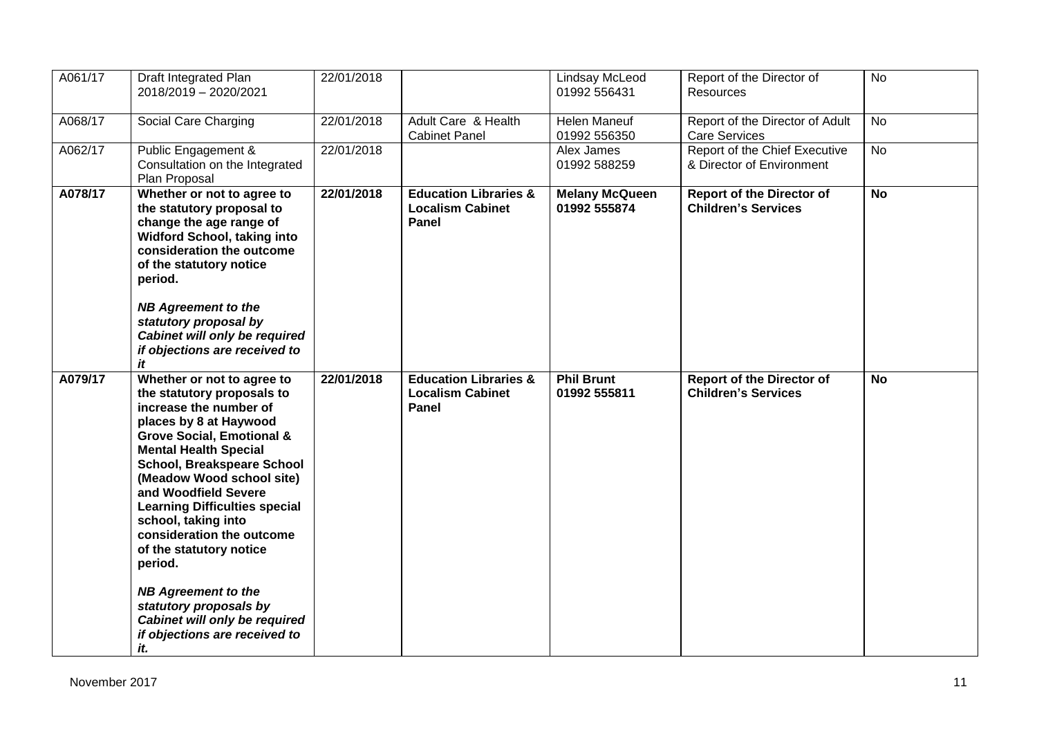| A061/17 | Draft Integrated Plan 2018/2019 – 2020/2021 | 22/01/2018 | | Lindsay McLeod 01992 556431 | Report of the Director of Resources | No |
|---|---|---|---|---|---|---|
| A068/17 | Social Care Charging | 22/01/2018 | Adult Care & Health Cabinet Panel | Helen Maneuf 01992 556350 | Report of the Director of Adult Care Services | No |
| A062/17 | Public Engagement & Consultation on the Integrated Plan Proposal | 22/01/2018 | | Alex James 01992 588259 | Report of the Chief Executive & Director of Environment | No |
| **A078/17** | **Whether or not to agree to the statutory proposal to change the age range of Widford School, taking into consideration the outcome of the statutory notice period.** <br><br> ***NB Agreement to the statutory proposal by Cabinet will only be required if objections are received to it*** | **22/01/2018** | **Education Libraries & Localism Cabinet Panel** | **Melany McQueen 01992 555874** | **Report of the Director of Children's Services** | **No** |
| **A079/17** | **Whether or not to agree to the statutory proposals to increase the number of places by 8 at Haywood Grove Social, Emotional & Mental Health Special School, Breakspeare School (Meadow Wood school site) and Woodfield Severe Learning Difficulties special school, taking into consideration the outcome of the statutory notice period.** <br><br> ***NB Agreement to the statutory proposals by Cabinet will only be required if objections are received to it.*** | **22/01/2018** | **Education Libraries & Localism Cabinet Panel** | **Phil Brunt 01992 555811** | **Report of the Director of Children's Services** | **No** |

November 2017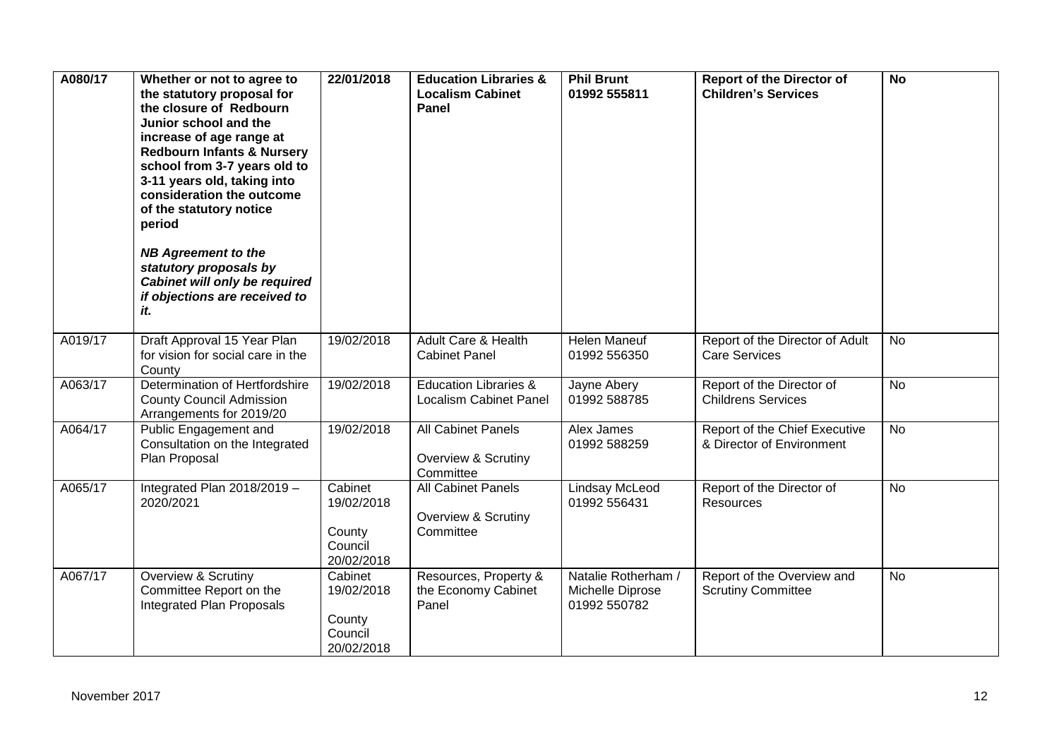| **A080/17** | **Whether or not to agree to the statutory proposal for the closure of Redbourn Junior school and the increase of age range at Redbourn Infants & Nursery school from 3-7 years old to 3-11 years old, taking into consideration the outcome of the statutory notice period** <br><br> ***NB Agreement to the statutory proposals by Cabinet will only be required if objections are received to it.*** | **22/01/2018** | **Education Libraries & Localism Cabinet Panel** | **Phil Brunt 01992 555811** | **Report of the Director of Children's Services** | **No** |
|---|---|---|---|---|---|---|
| A019/17 | Draft Approval 15 Year Plan for vision for social care in the County | 19/02/2018 | Adult Care & Health Cabinet Panel | Helen Maneuf 01992 556350 | Report of the Director of Adult Care Services | No |
| A063/17 | Determination of Hertfordshire County Council Admission Arrangements for 2019/20 | 19/02/2018 | Education Libraries & Localism Cabinet Panel | Jayne Abery 01992 588785 | Report of the Director of Childrens Services | No |
| A064/17 | Public Engagement and Consultation on the Integrated Plan Proposal | 19/02/2018 | All Cabinet Panels <br><br> Overview & Scrutiny Committee | Alex James 01992 588259 | Report of the Chief Executive & Director of Environment | No |
| A065/17 | Integrated Plan 2018/2019 – 2020/2021 | Cabinet 19/02/2018 <br><br> County Council 20/02/2018 | All Cabinet Panels <br><br> Overview & Scrutiny Committee | Lindsay McLeod 01992 556431 | Report of the Director of Resources | No |
| A067/17 | Overview & Scrutiny Committee Report on the Integrated Plan Proposals | Cabinet 19/02/2018 <br><br> County Council 20/02/2018 | Resources, Property & the Economy Cabinet Panel | Natalie Rotherham / Michelle Diprose 01992 550782 | Report of the Overview and Scrutiny Committee | No |

November 2017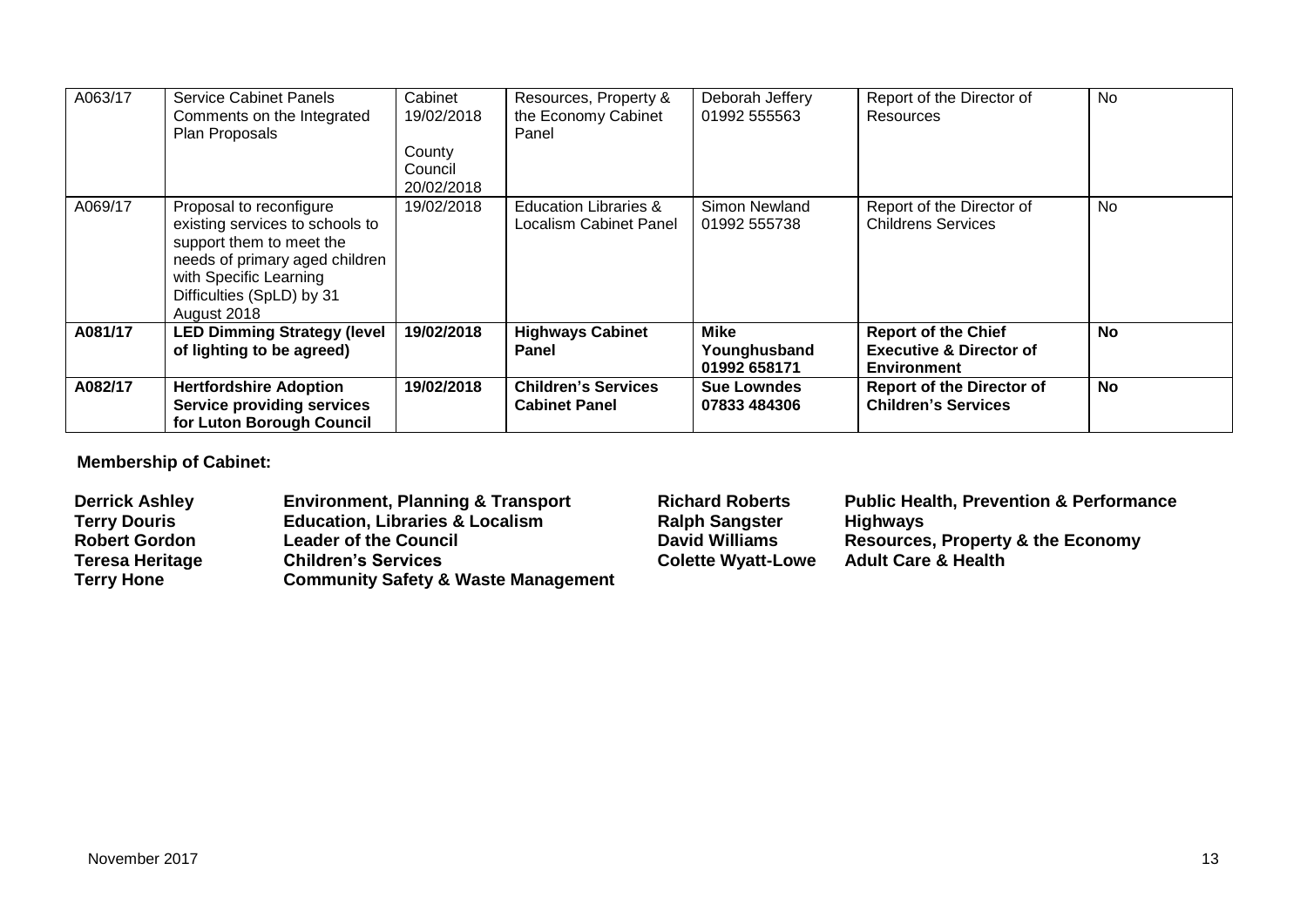| | | | | | | |
|---|---|---|---|---|---|---|
| A063/17 | Service Cabinet Panels Comments on the Integrated Plan Proposals | Cabinet 19/02/2018<br><br>County Council 20/02/2018 | Resources, Property & the Economy Cabinet Panel | Deborah Jeffery 01992 555563 | Report of the Director of Resources | No |
| A069/17 | Proposal to reconfigure existing services to schools to support them to meet the needs of primary aged children with Specific Learning Difficulties (SpLD) by 31 August 2018 | 19/02/2018 | Education Libraries & Localism Cabinet Panel | Simon Newland 01992 555738 | Report of the Director of Childrens Services | No |
| **A081/17** | **LED Dimming Strategy (level of lighting to be agreed)** | **19/02/2018** | **Highways Cabinet Panel** | **Mike Younghusband 01992 658171** | **Report of the Chief Executive & Director of Environment** | **No** |
| **A082/17** | **Hertfordshire Adoption Service providing services for Luton Borough Council** | **19/02/2018** | **Children's Services Cabinet Panel** | **Sue Lowndes 07833 484306** | **Report of the Director of Children's Services** | **No** |

**Membership of Cabinet:**

| | | | |
|---|---|---|---|
| **Derrick Ashley** | **Environment, Planning & Transport** | **Richard Roberts** | **Public Health, Prevention & Performance** |
| **Terry Douris** | **Education, Libraries & Localism** | **Ralph Sangster** | **Highways** |
| **Robert Gordon** | **Leader of the Council** | **David Williams** | **Resources, Property & the Economy** |
| **Teresa Heritage** | **Children's Services** | **Colette Wyatt-Lowe** | **Adult Care & Health** |
| **Terry Hone** | **Community Safety & Waste Management** | | |

November 2017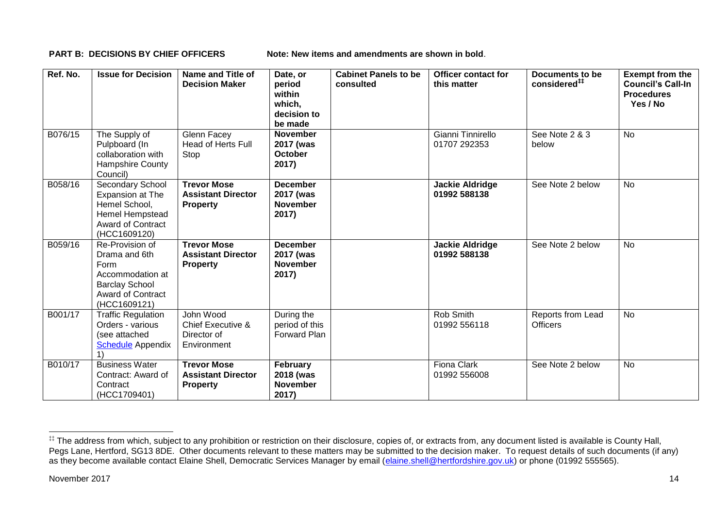**PART B: DECISIONS BY CHIEF OFFICERS** **Note: New items and amendments are shown in bold**.

| Ref. No. | Issue for Decision | Name and Title of Decision Maker | Date, or period within which, decision to be made | Cabinet Panels to be consulted | Officer contact for this matter | Documents to be considered[‡‡] | Exempt from the Council's Call-In Procedures Yes / No |
|---|---|---|---|---|---|---|---|
| B076/15 | The Supply of Pulpboard (In collaboration with Hampshire County Council) | Glenn Facey Head of Herts Full Stop | **November 2017 (was October 2017)** | | Gianni Tinnirello 01707 292353 | See Note 2 & 3 below | No |
| B058/16 | Secondary School Expansion at The Hemel School, Hemel Hempstead Award of Contract (HCC1609120) | **Trevor Mose Assistant Director Property** | **December 2017 (was November 2017)** | | **Jackie Aldridge 01992 588138** | See Note 2 below | No |
| B059/16 | Re-Provision of Drama and 6th Form Accommodation at Barclay School Award of Contract (HCC1609121) | **Trevor Mose Assistant Director Property** | **December 2017 (was November 2017)** | | **Jackie Aldridge 01992 588138** | See Note 2 below | No |
| B001/17 | Traffic Regulation Orders - various (see attached Schedule Appendix 1) | John Wood Chief Executive & Director of Environment | During the period of this Forward Plan | | Rob Smith 01992 556118 | Reports from Lead Officers | No |
| B010/17 | Business Water Contract: Award of Contract (HCC1709401) | **Trevor Mose Assistant Director Property** | **February 2018 (was November 2017)** | | Fiona Clark 01992 556008 | See Note 2 below | No |

[‡‡] The address from which, subject to any prohibition or restriction on their disclosure, copies of, or extracts from, any document listed is available is County Hall, Pegs Lane, Hertford, SG13 8DE. Other documents relevant to these matters may be submitted to the decision maker. To request details of such documents (if any) as they become available contact Elaine Shell, Democratic Services Manager by email (elaine.shell@hertfordshire.gov.uk) or phone (01992 555565).

November 2017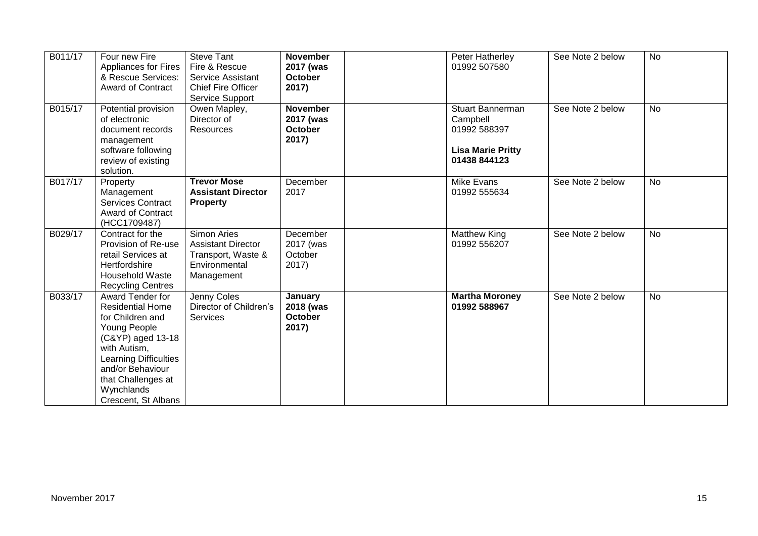| | | | | | | | |
|---|---|---|---|---|---|---|---|
| B011/17 | Four new Fire Appliances for Fires & Rescue Services: Award of Contract | Steve Tant Fire & Rescue Service Assistant Chief Fire Officer Service Support | **November 2017 (was October 2017)** | | Peter Hatherley 01992 507580 | See Note 2 below | No |
| B015/17 | Potential provision of electronic document records management software following review of existing solution. | Owen Mapley, Director of Resources | **November 2017 (was October 2017)** | | Stuart Bannerman Campbell 01992 588397<br><br>**Lisa Marie Pritty 01438 844123** | See Note 2 below | No |
| B017/17 | Property Management Services Contract Award of Contract (HCC1709487) | **Trevor Mose Assistant Director Property** | December 2017 | | Mike Evans 01992 555634 | See Note 2 below | No |
| B029/17 | Contract for the Provision of Re-use retail Services at Hertfordshire Household Waste Recycling Centres | Simon Aries Assistant Director Transport, Waste & Environmental Management | December 2017 (was October 2017) | | Matthew King 01992 556207 | See Note 2 below | No |
| B033/17 | Award Tender for Residential Home for Children and Young People (C&YP) aged 13-18 with Autism, Learning Difficulties and/or Behaviour that Challenges at Wynchlands Crescent, St Albans | Jenny Coles Director of Children's Services | **January 2018 (was October 2017)** | | **Martha Moroney 01992 588967** | See Note 2 below | No |

November 2017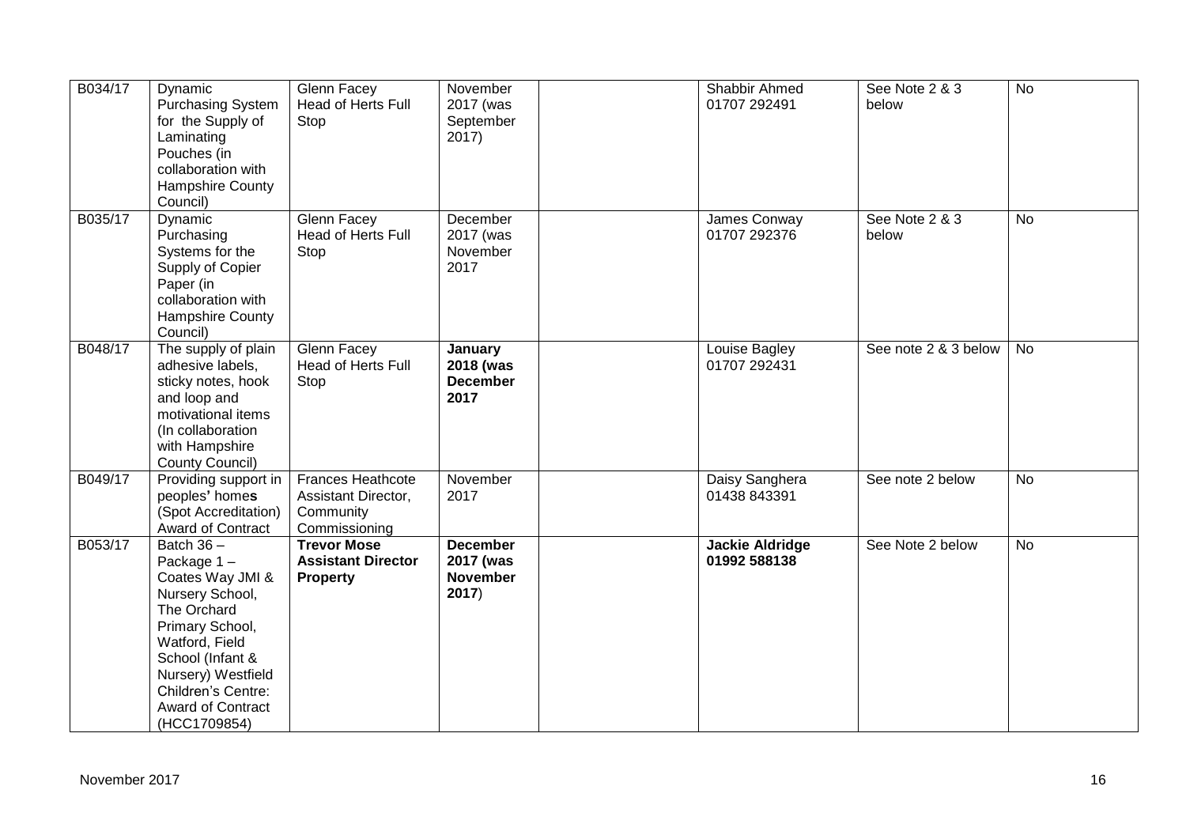| B034/17 | Dynamic Purchasing System for the Supply of Laminating Pouches (in collaboration with Hampshire County Council) | Glenn Facey Head of Herts Full Stop | November 2017 (was September 2017) | | Shabbir Ahmed 01707 292491 | See Note 2 & 3 below | No |
|---|---|---|---|---|---|---|---|
| B035/17 | Dynamic Purchasing Systems for the Supply of Copier Paper (in collaboration with Hampshire County Council) | Glenn Facey Head of Herts Full Stop | December 2017 (was November 2017 | | James Conway 01707 292376 | See Note 2 & 3 below | No |
| B048/17 | The supply of plain adhesive labels, sticky notes, hook and loop and motivational items (In collaboration with Hampshire County Council) | Glenn Facey Head of Herts Full Stop | **January 2018 (was December 2017** | | Louise Bagley 01707 292431 | See note 2 & 3 below | No |
| B049/17 | Providing support in peoples**'** home**s** (Spot Accreditation) Award of Contract | Frances Heathcote Assistant Director, Community Commissioning | November 2017 | | Daisy Sanghera 01438 843391 | See note 2 below | No |
| B053/17 | Batch 36 – Package 1 – Coates Way JMI & Nursery School, The Orchard Primary School, Watford, Field School (Infant & Nursery) Westfield Children's Centre: Award of Contract (HCC1709854) | **Trevor Mose Assistant Director Property** | **December 2017 (was November 2017**) | | **Jackie Aldridge 01992 588138** | See Note 2 below | No |

November 2017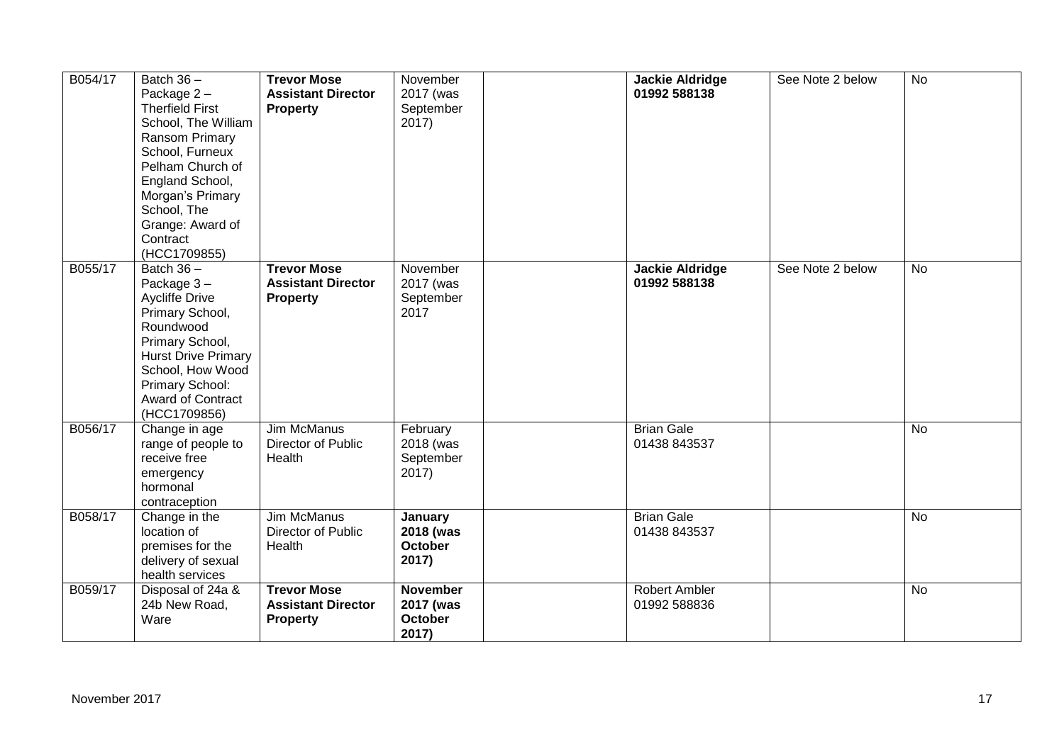| B054/17 | Batch 36 – Package 2 – Therfield First School, The William Ransom Primary School, Furneux Pelham Church of England School, Morgan's Primary School, The Grange: Award of Contract (HCC1709855) | **Trevor Mose Assistant Director Property** | November 2017 (was September 2017) | | **Jackie Aldridge 01992 588138** | See Note 2 below | No |
|---|---|---|---|---|---|---|---|
| B055/17 | Batch 36 – Package 3 – Aycliffe Drive Primary School, Roundwood Primary School, Hurst Drive Primary School, How Wood Primary School: Award of Contract (HCC1709856) | **Trevor Mose Assistant Director Property** | November 2017 (was September 2017 | | **Jackie Aldridge 01992 588138** | See Note 2 below | No |
| B056/17 | Change in age range of people to receive free emergency hormonal contraception | Jim McManus Director of Public Health | February 2018 (was September 2017) | | Brian Gale 01438 843537 | | No |
| B058/17 | Change in the location of premises for the delivery of sexual health services | Jim McManus Director of Public Health | **January 2018 (was October 2017)** | | Brian Gale 01438 843537 | | No |
| B059/17 | Disposal of 24a & 24b New Road, Ware | **Trevor Mose Assistant Director Property** | **November 2017 (was October 2017)** | | Robert Ambler 01992 588836 | | No |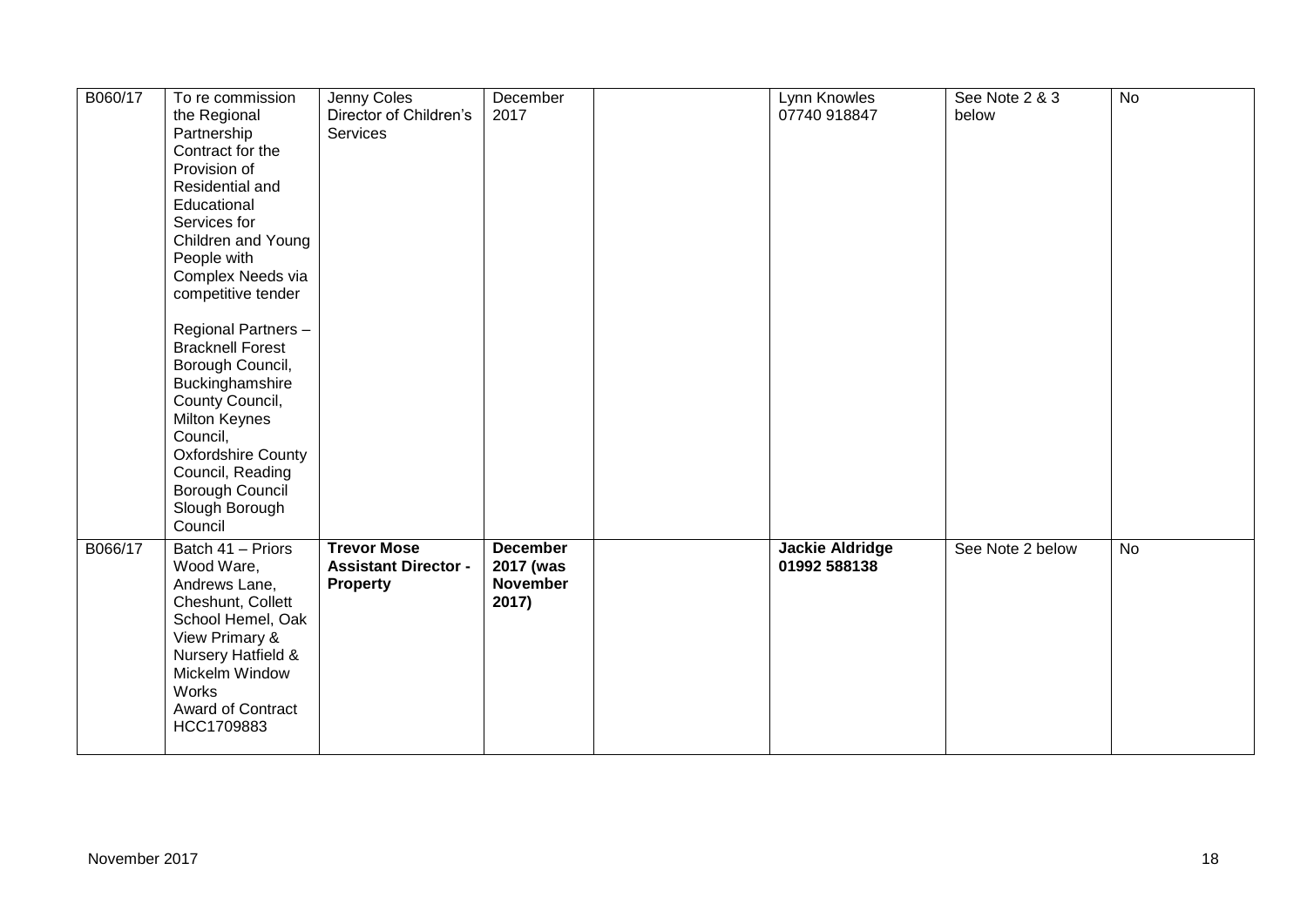| | | | | | | | |
|---|---|---|---|---|---|---|---|
| B060/17 | To re commission the Regional Partnership Contract for the Provision of Residential and Educational Services for Children and Young People with Complex Needs via competitive tender<br><br>Regional Partners – Bracknell Forest Borough Council, Buckinghamshire County Council, Milton Keynes Council, Oxfordshire County Council, Reading Borough Council Slough Borough Council | Jenny Coles Director of Children's Services | December 2017 | | Lynn Knowles 07740 918847 | See Note 2 & 3 below | No |
| B066/17 | Batch 41 – Priors Wood Ware, Andrews Lane, Cheshunt, Collett School Hemel, Oak View Primary & Nursery Hatfield & Mickelm Window Works Award of Contract HCC1709883 | **Trevor Mose Assistant Director - Property** | **December 2017 (was November 2017)** | | **Jackie Aldridge 01992 588138** | See Note 2 below | No |

November 2017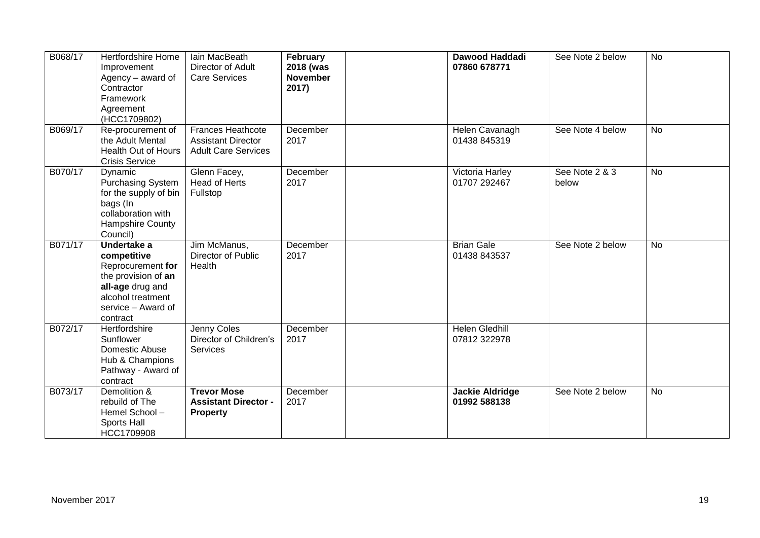| | | | | | | | |
|---|---|---|---|---|---|---|---|
| B068/17 | Hertfordshire Home Improvement Agency – award of Contractor Framework Agreement (HCC1709802) | Iain MacBeath Director of Adult Care Services | **February 2018 (was November 2017)** | | **Dawood Haddadi 07860 678771** | See Note 2 below | No |
| B069/17 | Re-procurement of the Adult Mental Health Out of Hours Crisis Service | Frances Heathcote Assistant Director Adult Care Services | December 2017 | | Helen Cavanagh 01438 845319 | See Note 4 below | No |
| B070/17 | Dynamic Purchasing System for the supply of bin bags (In collaboration with Hampshire County Council) | Glenn Facey, Head of Herts Fullstop | December 2017 | | Victoria Harley 01707 292467 | See Note 2 & 3 below | No |
| B071/17 | **Undertake a competitive** Reprocurement **for** the provision of **an all-age** drug and alcohol treatment service – Award of contract | Jim McManus, Director of Public Health | December 2017 | | Brian Gale 01438 843537 | See Note 2 below | No |
| B072/17 | Hertfordshire Sunflower Domestic Abuse Hub & Champions Pathway - Award of contract | Jenny Coles Director of Children's Services | December 2017 | | Helen Gledhill 07812 322978 | | |
| B073/17 | Demolition & rebuild of The Hemel School – Sports Hall HCC1709908 | **Trevor Mose Assistant Director - Property** | December 2017 | | **Jackie Aldridge 01992 588138** | See Note 2 below | No |

November 2017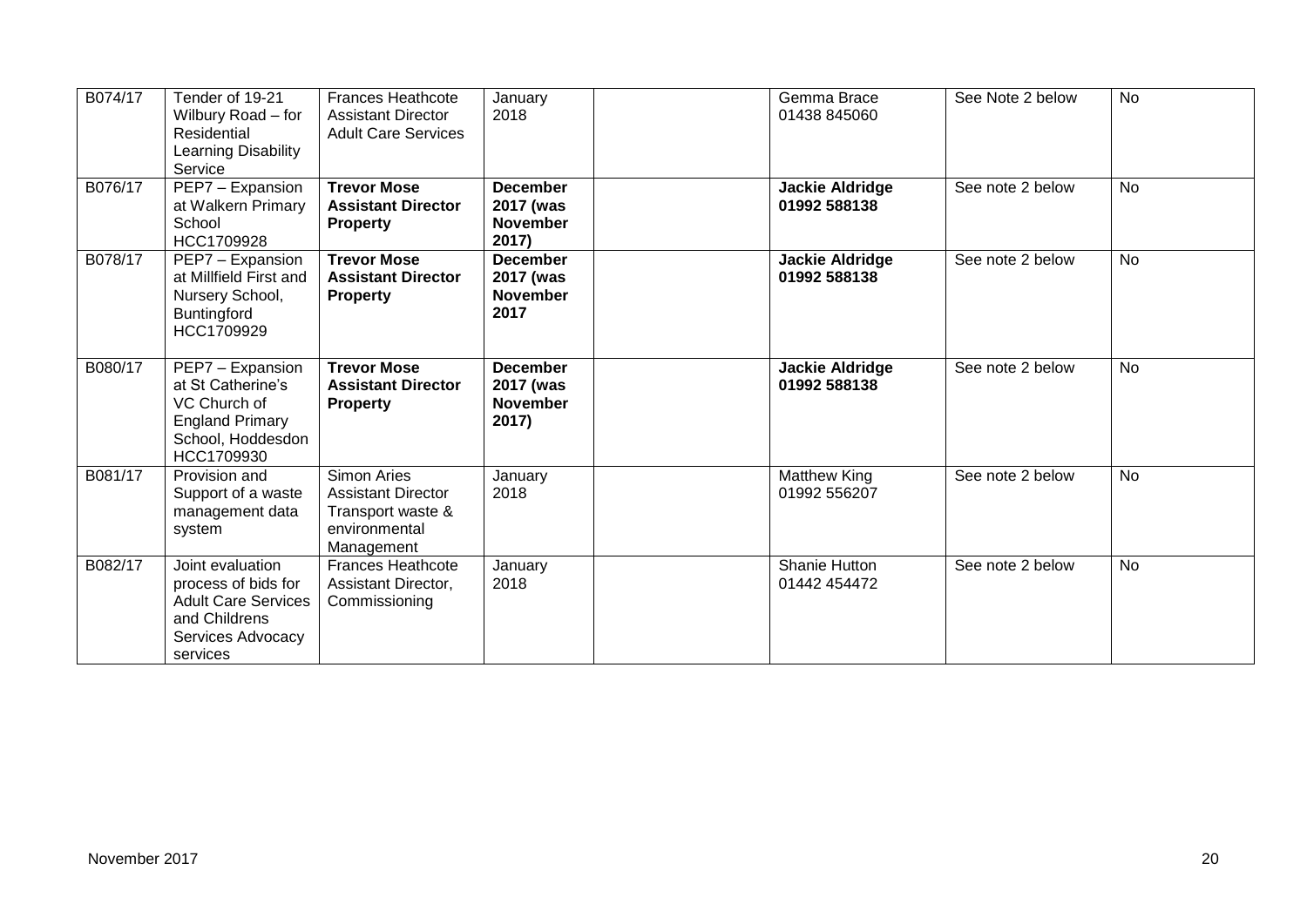| B074/17 | Tender of 19-21 Wilbury Road – for Residential Learning Disability Service | Frances Heathcote Assistant Director Adult Care Services | January 2018 | | Gemma Brace 01438 845060 | See Note 2 below | No |
|---|---|---|---|---|---|---|---|
| B076/17 | PEP7 – Expansion at Walkern Primary School HCC1709928 | **Trevor Mose Assistant Director Property** | **December 2017 (was November 2017)** | | **Jackie Aldridge 01992 588138** | See note 2 below | No |
| B078/17 | PEP7 – Expansion at Millfield First and Nursery School, Buntingford HCC1709929 | **Trevor Mose Assistant Director Property** | **December 2017 (was November 2017** | | **Jackie Aldridge 01992 588138** | See note 2 below | No |
| B080/17 | PEP7 – Expansion at St Catherine's VC Church of England Primary School, Hoddesdon HCC1709930 | **Trevor Mose Assistant Director Property** | **December 2017 (was November 2017)** | | **Jackie Aldridge 01992 588138** | See note 2 below | No |
| B081/17 | Provision and Support of a waste management data system | Simon Aries Assistant Director Transport waste & environmental Management | January 2018 | | Matthew King 01992 556207 | See note 2 below | No |
| B082/17 | Joint evaluation process of bids for Adult Care Services and Childrens Services Advocacy services | Frances Heathcote Assistant Director, Commissioning | January 2018 | | Shanie Hutton 01442 454472 | See note 2 below | No |

November 2017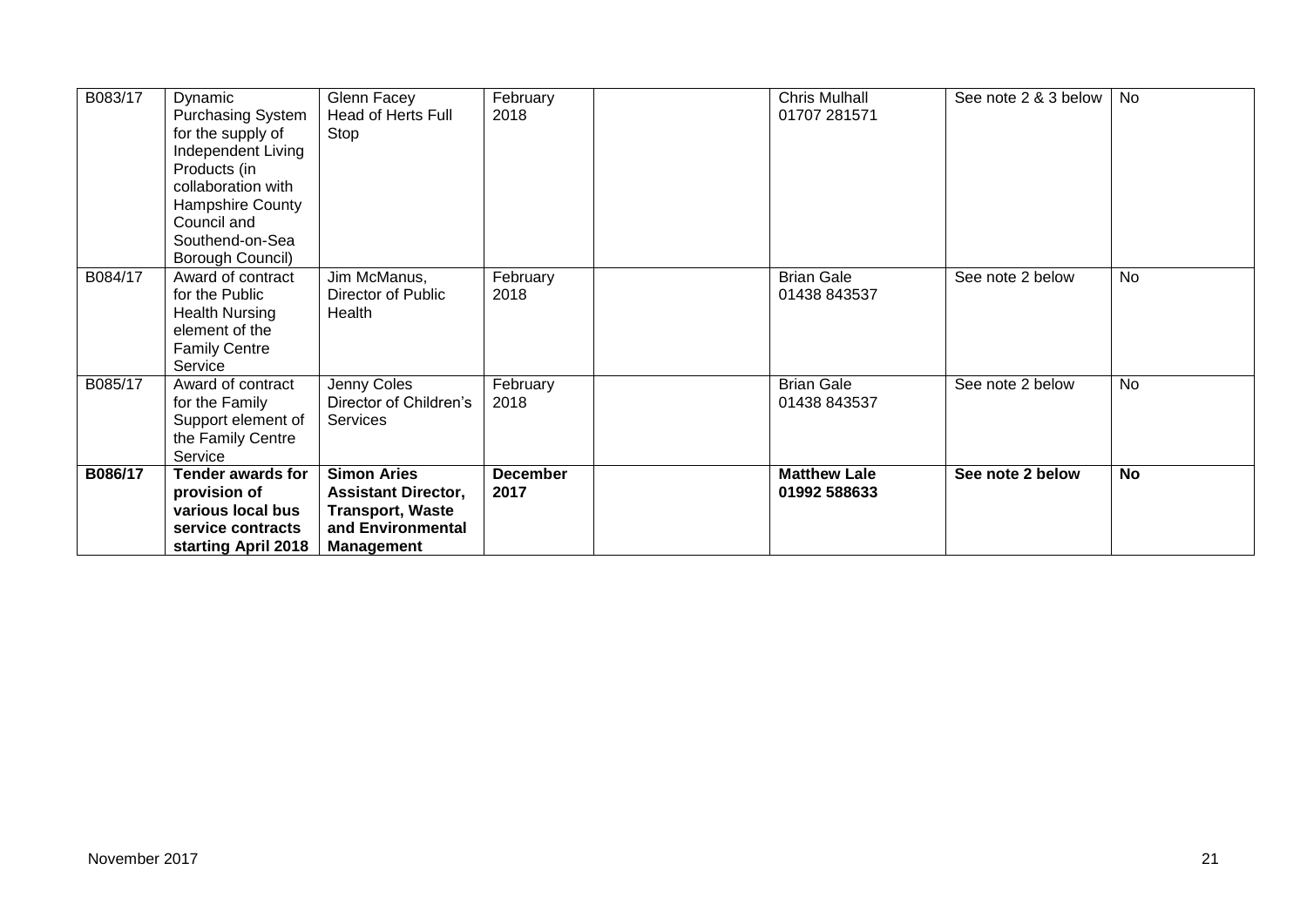| B083/17 | Dynamic Purchasing System for the supply of Independent Living Products (in collaboration with Hampshire County Council and Southend-on-Sea Borough Council) | Glenn Facey Head of Herts Full Stop | February 2018 | | Chris Mulhall 01707 281571 | See note 2 & 3 below | No |
|---|---|---|---|---|---|---|---|
| B084/17 | Award of contract for the Public Health Nursing element of the Family Centre Service | Jim McManus, Director of Public Health | February 2018 | | Brian Gale 01438 843537 | See note 2 below | No |
| B085/17 | Award of contract for the Family Support element of the Family Centre Service | Jenny Coles Director of Children's Services | February 2018 | | Brian Gale 01438 843537 | See note 2 below | No |
| **B086/17** | **Tender awards for provision of various local bus service contracts starting April 2018** | **Simon Aries Assistant Director, Transport, Waste and Environmental Management** | **December 2017** | | **Matthew Lale 01992 588633** | **See note 2 below** | **No** |

November 2017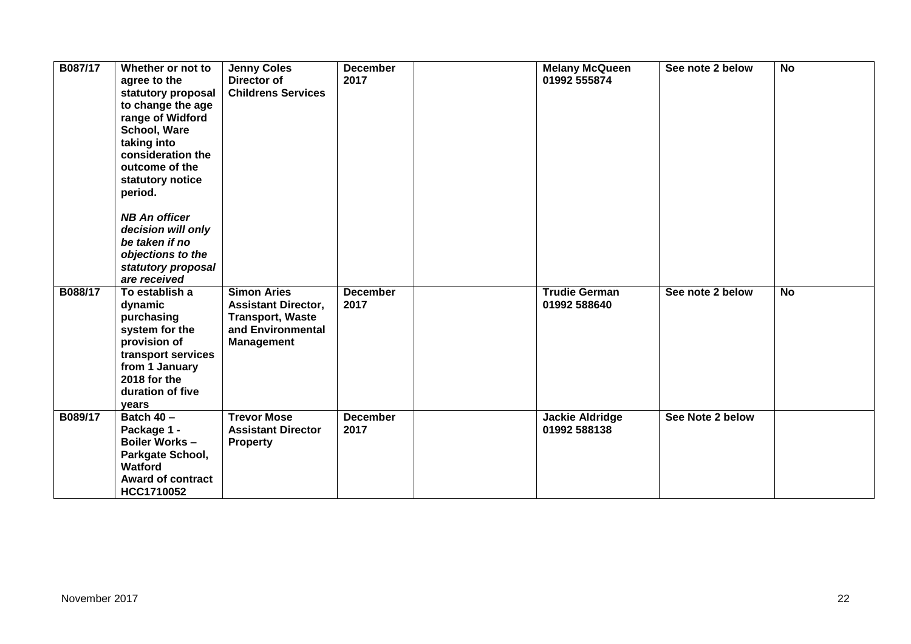| | | | | | | | |
|---|---|---|---|---|---|---|---|
| **B087/17** | **Whether or not to agree to the statutory proposal to change the age range of Widford School, Ware taking into consideration the outcome of the statutory notice period.**<br><br>***NB An officer decision will only be taken if no objections to the statutory proposal are received*** | **Jenny Coles Director of Childrens Services** | **December 2017** | | **Melany McQueen 01992 555874** | **See note 2 below** | **No** |
| **B088/17** | **To establish a dynamic purchasing system for the provision of transport services from 1 January 2018 for the duration of five years** | **Simon Aries Assistant Director, Transport, Waste and Environmental Management** | **December 2017** | | **Trudie German 01992 588640** | **See note 2 below** | **No** |
| **B089/17** | **Batch 40 – Package 1 - Boiler Works – Parkgate School, Watford Award of contract HCC1710052** | **Trevor Mose Assistant Director Property** | **December 2017** | | **Jackie Aldridge 01992 588138** | **See Note 2 below** | |

November 2017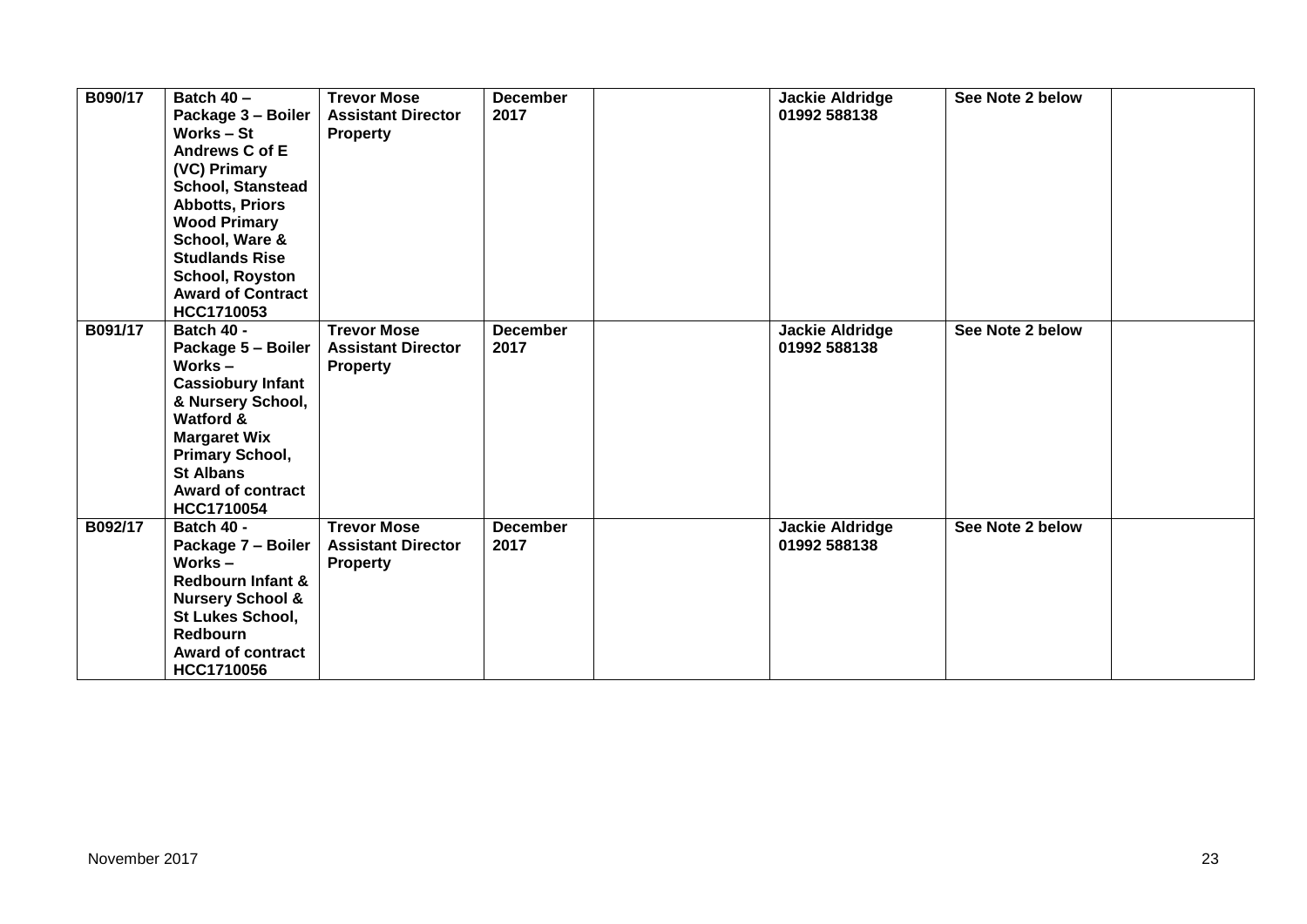| | | | | | | | |
|---|---|---|---|---|---|---|---|
| **B090/17** | **Batch 40 – Package 3 – Boiler Works – St Andrews C of E (VC) Primary School, Stanstead Abbotts, Priors Wood Primary School, Ware & Studlands Rise School, Royston Award of Contract HCC1710053** | **Trevor Mose Assistant Director Property** | **December 2017** | | **Jackie Aldridge 01992 588138** | **See Note 2 below** | |
| **B091/17** | **Batch 40 - Package 5 – Boiler Works – Cassiobury Infant & Nursery School, Watford & Margaret Wix Primary School, St Albans Award of contract HCC1710054** | **Trevor Mose Assistant Director Property** | **December 2017** | | **Jackie Aldridge 01992 588138** | **See Note 2 below** | |
| **B092/17** | **Batch 40 - Package 7 – Boiler Works – Redbourn Infant & Nursery School & St Lukes School, Redbourn Award of contract HCC1710056** | **Trevor Mose Assistant Director Property** | **December 2017** | | **Jackie Aldridge 01992 588138** | **See Note 2 below** | |

November 2017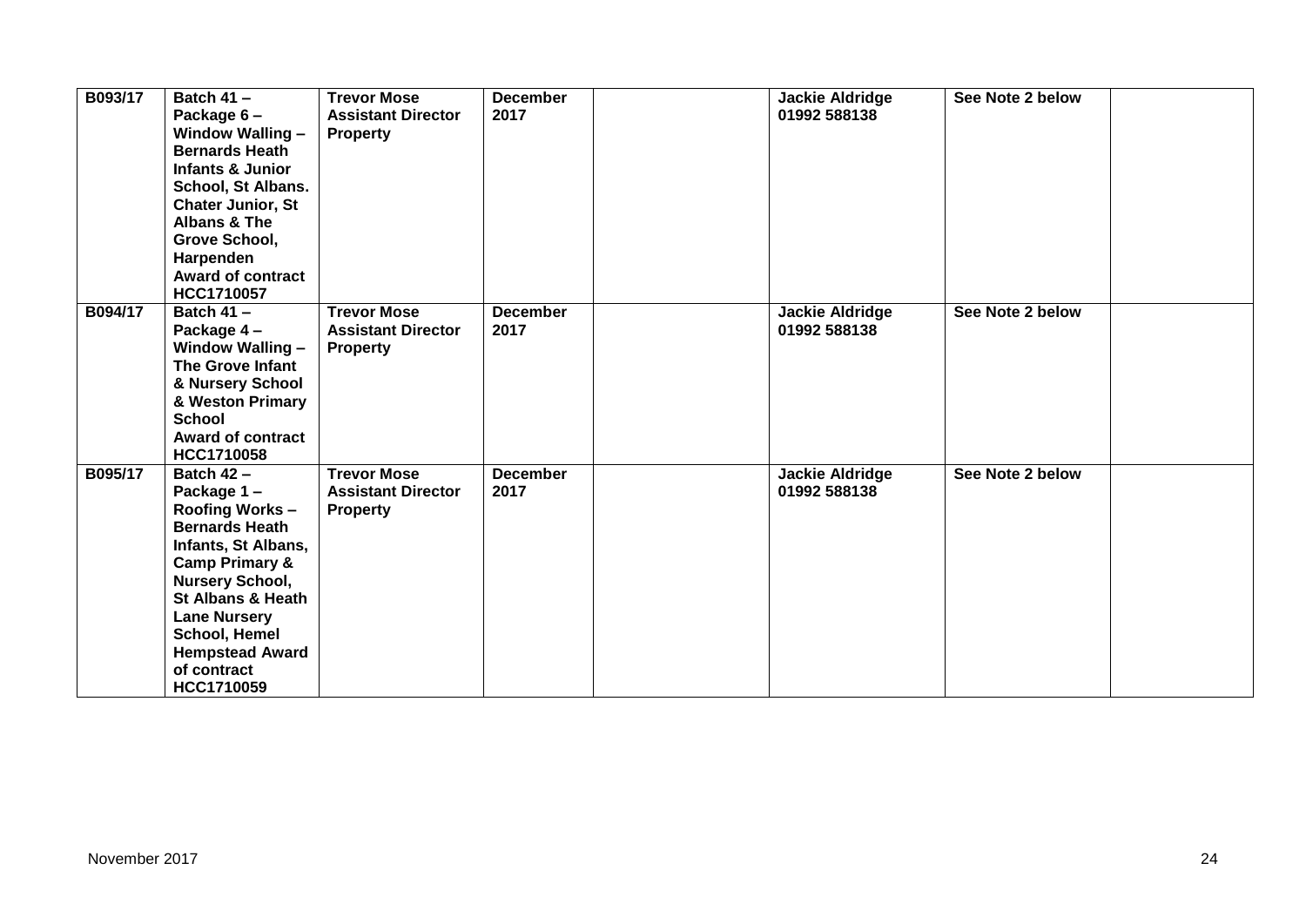| | | | | | | | |
|---|---|---|---|---|---|---|---|
| **B093/17** | **Batch 41 – Package 6 – Window Walling – Bernards Heath Infants & Junior School, St Albans. Chater Junior, St Albans & The Grove School, Harpenden Award of contract HCC1710057** | **Trevor Mose Assistant Director Property** | **December 2017** | | **Jackie Aldridge 01992 588138** | **See Note 2 below** | |
| **B094/17** | **Batch 41 – Package 4 – Window Walling – The Grove Infant & Nursery School & Weston Primary School Award of contract HCC1710058** | **Trevor Mose Assistant Director Property** | **December 2017** | | **Jackie Aldridge 01992 588138** | **See Note 2 below** | |
| **B095/17** | **Batch 42 – Package 1 – Roofing Works – Bernards Heath Infants, St Albans, Camp Primary & Nursery School, St Albans & Heath Lane Nursery School, Hemel Hempstead Award of contract HCC1710059** | **Trevor Mose Assistant Director Property** | **December 2017** | | **Jackie Aldridge 01992 588138** | **See Note 2 below** | |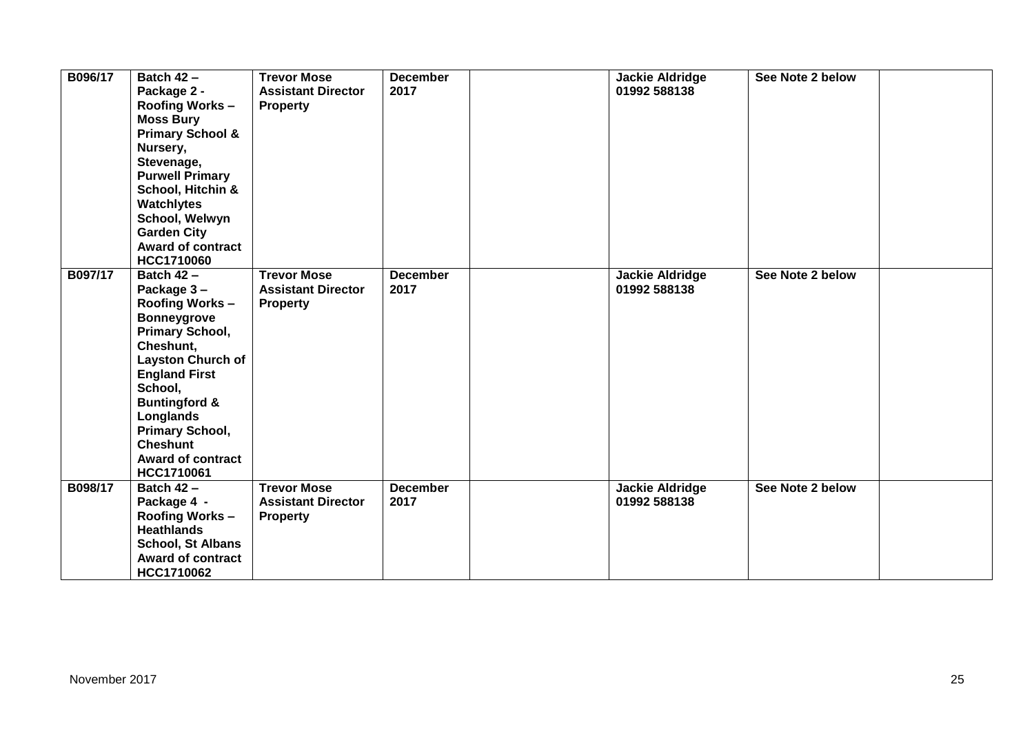| B096/17 | **Batch 42 – Package 2 - Roofing Works – Moss Bury Primary School & Nursery, Stevenage, Purwell Primary School, Hitchin & Watchlytes School, Welwyn Garden City Award of contract HCC1710060** | **Trevor Mose Assistant Director Property** | **December 2017** | | **Jackie Aldridge 01992 588138** | **See Note 2 below** | |
|---|---|---|---|---|---|---|---|
| **B097/17** | **Batch 42 – Package 3 – Roofing Works – Bonneygrove Primary School, Cheshunt, Layston Church of England First School, Buntingford & Longlands Primary School, Cheshunt Award of contract HCC1710061** | **Trevor Mose Assistant Director Property** | **December 2017** | | **Jackie Aldridge 01992 588138** | **See Note 2 below** | |
| **B098/17** | **Batch 42 – Package 4 - Roofing Works – Heathlands School, St Albans Award of contract HCC1710062** | **Trevor Mose Assistant Director Property** | **December 2017** | | **Jackie Aldridge 01992 588138** | **See Note 2 below** | |

November 2017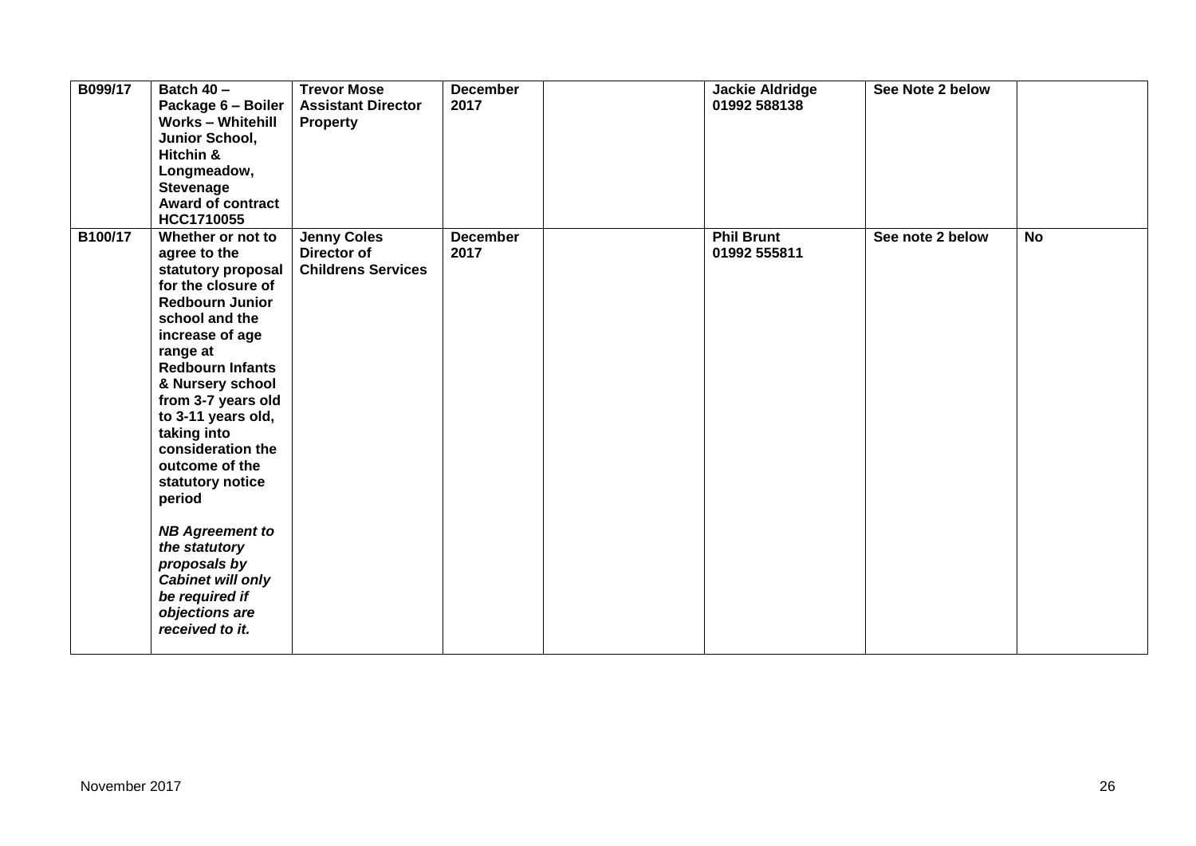| | | | | | | | |
|---|---|---|---|---|---|---|---|
| **B099/17** | **Batch 40 – Package 6 – Boiler Works – Whitehill Junior School, Hitchin & Longmeadow, Stevenage Award of contract HCC1710055** | **Trevor Mose Assistant Director Property** | **December 2017** | | **Jackie Aldridge 01992 588138** | **See Note 2 below** | |
| **B100/17** | **Whether or not to agree to the statutory proposal for the closure of Redbourn Junior school and the increase of age range at Redbourn Infants & Nursery school from 3-7 years old to 3-11 years old, taking into consideration the outcome of the statutory notice period** <br><br> ***NB Agreement to the statutory proposals by Cabinet will only be required if objections are received to it.*** | **Jenny Coles Director of Childrens Services** | **December 2017** | | **Phil Brunt 01992 555811** | **See note 2 below** | **No** |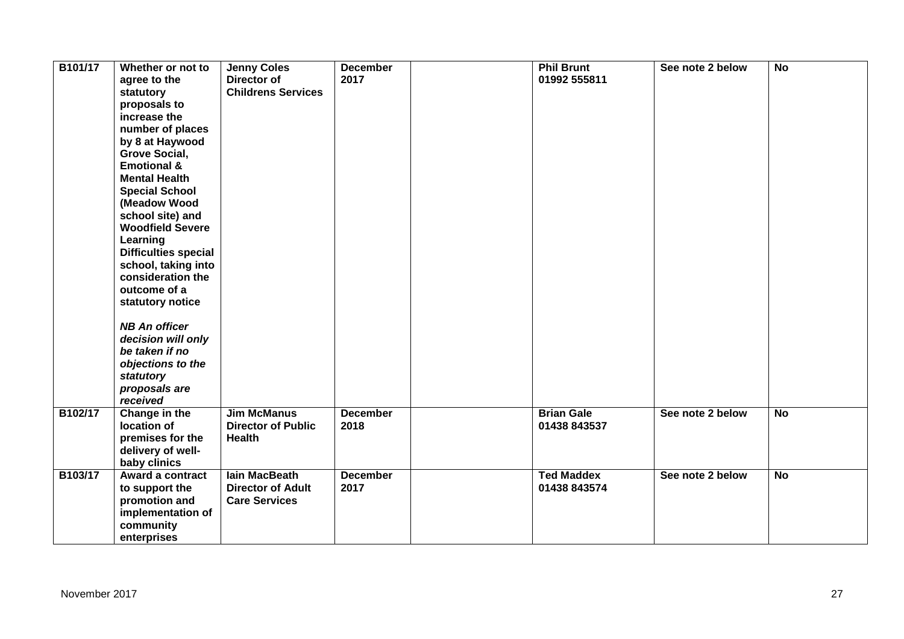| | | | | | | | |
|---|---|---|---|---|---|---|---|
| **B101/17** | **Whether or not to agree to the statutory proposals to increase the number of places by 8 at Haywood Grove Social, Emotional & Mental Health Special School (Meadow Wood school site) and Woodfield Severe Learning Difficulties special school, taking into consideration the outcome of a statutory notice**<br><br>***NB An officer decision will only be taken if no objections to the statutory proposals are received*** | **Jenny Coles Director of Childrens Services** | **December 2017** | | **Phil Brunt 01992 555811** | **See note 2 below** | **No** |
| **B102/17** | **Change in the location of premises for the delivery of well-baby clinics** | **Jim McManus Director of Public Health** | **December 2018** | | **Brian Gale 01438 843537** | **See note 2 below** | **No** |
| **B103/17** | **Award a contract to support the promotion and implementation of community enterprises** | **Iain MacBeath Director of Adult Care Services** | **December 2017** | | **Ted Maddex 01438 843574** | **See note 2 below** | **No** |

November 2017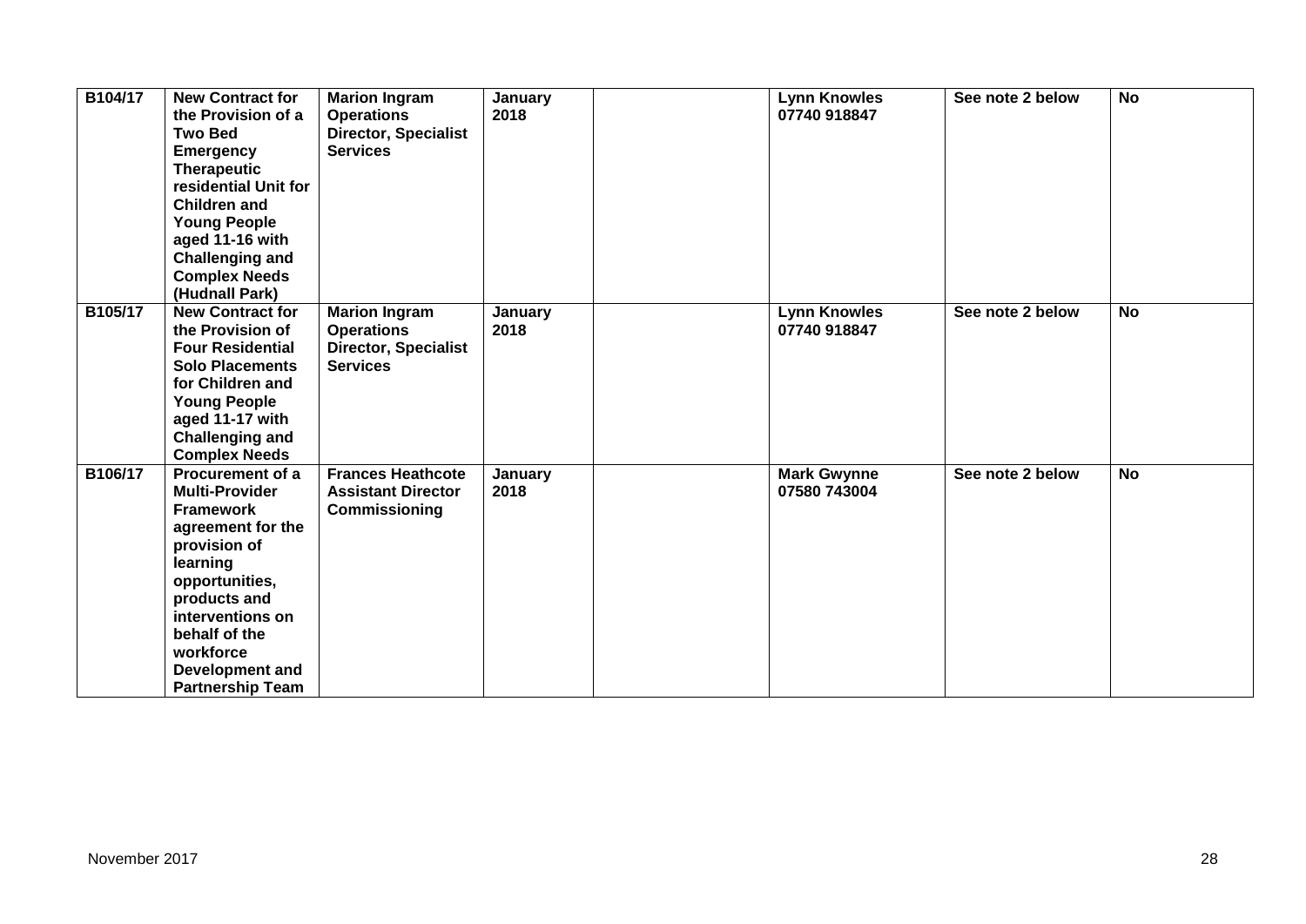| B104/17 | New Contract for the Provision of a Two Bed Emergency Therapeutic residential Unit for Children and Young People aged 11-16 with Challenging and Complex Needs (Hudnall Park) | Marion Ingram Operations Director, Specialist Services | January 2018 | | Lynn Knowles 07740 918847 | See note 2 below | No |
|---|---|---|---|---|---|---|---|
| B105/17 | New Contract for the Provision of Four Residential Solo Placements for Children and Young People aged 11-17 with Challenging and Complex Needs | Marion Ingram Operations Director, Specialist Services | January 2018 | | Lynn Knowles 07740 918847 | See note 2 below | No |
| B106/17 | Procurement of a Multi-Provider Framework agreement for the provision of learning opportunities, products and interventions on behalf of the workforce Development and Partnership Team | Frances Heathcote Assistant Director Commissioning | January 2018 | | Mark Gwynne 07580 743004 | See note 2 below | No |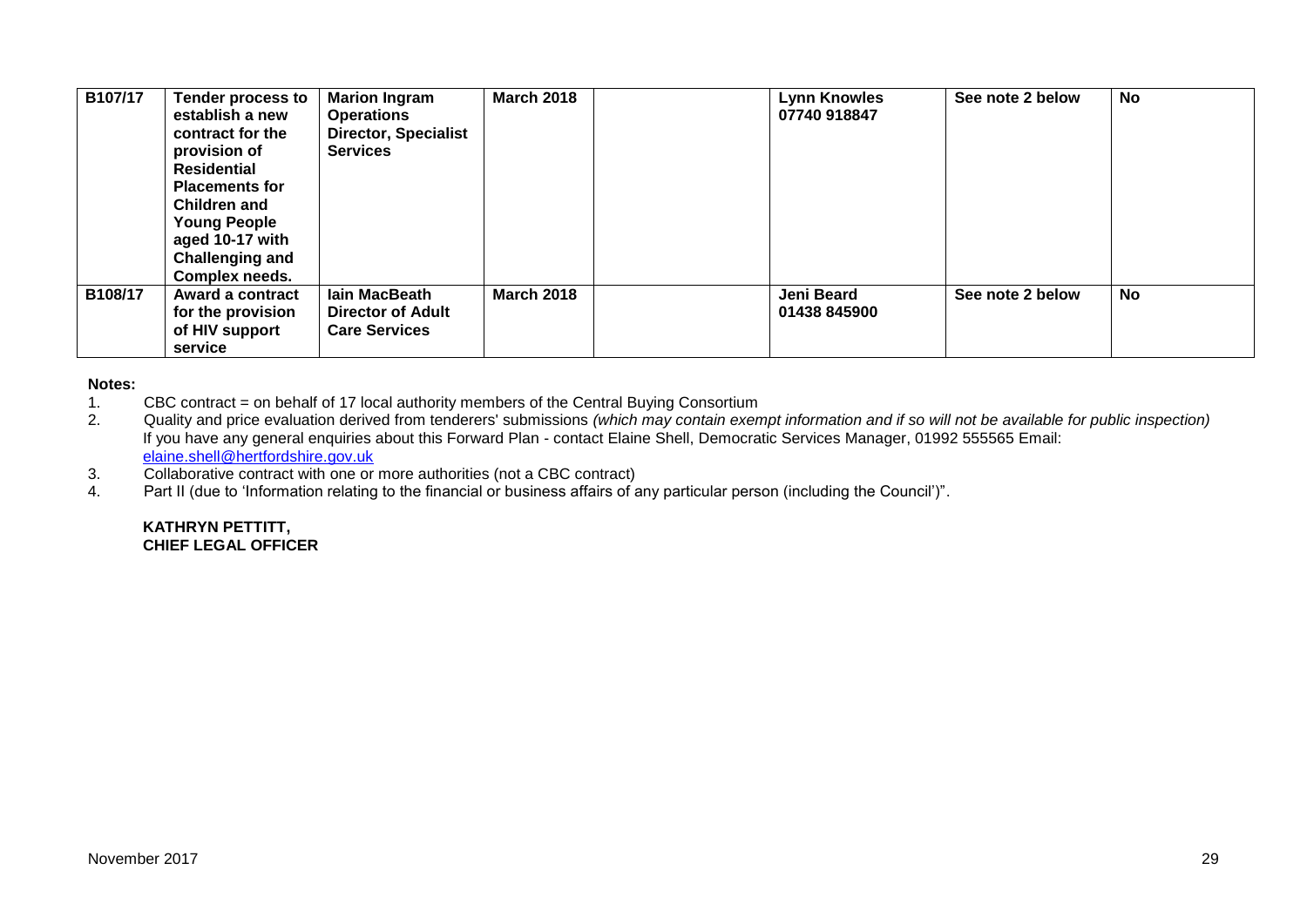| | | | | | | | |
|---|---|---|---|---|---|---|---|
| **B107/17** | **Tender process to establish a new contract for the provision of Residential Placements for Children and Young People aged 10-17 with Challenging and Complex needs.** | **Marion Ingram Operations Director, Specialist Services** | **March 2018** | | **Lynn Knowles 07740 918847** | **See note 2 below** | **No** |
| **B108/17** | **Award a contract for the provision of HIV support service** | **Iain MacBeath Director of Adult Care Services** | **March 2018** | | **Jeni Beard 01438 845900** | **See note 2 below** | **No** |

**Notes:**

1. CBC contract = on behalf of 17 local authority members of the Central Buying Consortium
2. Quality and price evaluation derived from tenderers' submissions *(which may contain exempt information and if so will not be available for public inspection)*
   If you have any general enquiries about this Forward Plan - contact Elaine Shell, Democratic Services Manager, 01992 555565 Email: elaine.shell@hertfordshire.gov.uk
3. Collaborative contract with one or more authorities (not a CBC contract)
4. Part II (due to 'Information relating to the financial or business affairs of any particular person (including the Council')".

**KATHRYN PETTITT,**
**CHIEF LEGAL OFFICER**

November 2017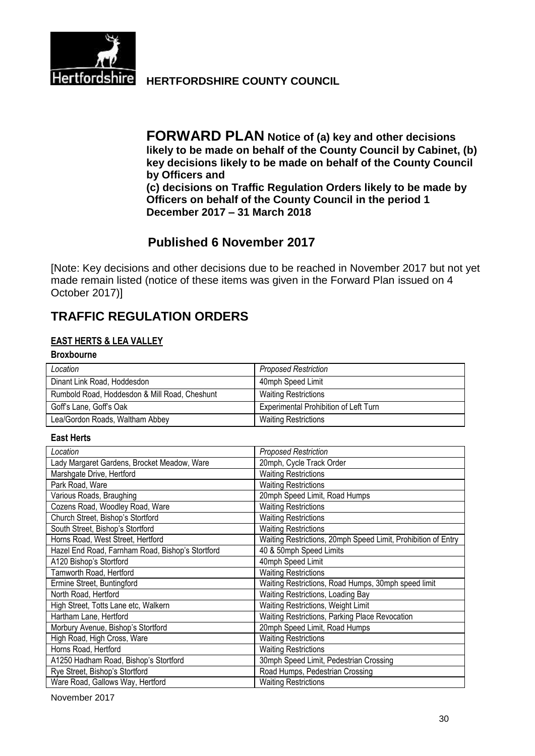**HERTFORDSHIRE COUNTY COUNCIL**

# FORWARD PLAN

**Notice of (a) key and other decisions likely to be made on behalf of the County Council by Cabinet, (b) key decisions likely to be made on behalf of the County Council by Officers and (c) decisions on Traffic Regulation Orders likely to be made by Officers on behalf of the County Council in the period 1 December 2017 – 31 March 2018**

## Published 6 November 2017

[Note: Key decisions and other decisions due to be reached in November 2017 but not yet made remain listed (notice of these items was given in the Forward Plan issued on 4 October 2017)]

## TRAFFIC REGULATION ORDERS

### EAST HERTS & LEA VALLEY

**Broxbourne**

| *Location* | *Proposed Restriction* |
|---|---|
| Dinant Link Road, Hoddesdon | 40mph Speed Limit |
| Rumbold Road, Hoddesdon & Mill Road, Cheshunt | Waiting Restrictions |
| Goff's Lane, Goff's Oak | Experimental Prohibition of Left Turn |
| Lea/Gordon Roads, Waltham Abbey | Waiting Restrictions |

**East Herts**

| *Location* | *Proposed Restriction* |
|---|---|
| Lady Margaret Gardens, Brocket Meadow, Ware | 20mph, Cycle Track Order |
| Marshgate Drive, Hertford | Waiting Restrictions |
| Park Road, Ware | Waiting Restrictions |
| Various Roads, Braughing | 20mph Speed Limit, Road Humps |
| Cozens Road, Woodley Road, Ware | Waiting Restrictions |
| Church Street, Bishop's Stortford | Waiting Restrictions |
| South Street, Bishop's Stortford | Waiting Restrictions |
| Horns Road, West Street, Hertford | Waiting Restrictions, 20mph Speed Limit, Prohibition of Entry |
| Hazel End Road, Farnham Road, Bishop's Stortford | 40 & 50mph Speed Limits |
| A120 Bishop's Stortford | 40mph Speed Limit |
| Tamworth Road, Hertford | Waiting Restrictions |
| Ermine Street, Buntingford | Waiting Restrictions, Road Humps, 30mph speed limit |
| North Road, Hertford | Waiting Restrictions, Loading Bay |
| High Street, Totts Lane etc, Walkern | Waiting Restrictions, Weight Limit |
| Hartham Lane, Hertford | Waiting Restrictions, Parking Place Revocation |
| Morbury Avenue, Bishop's Stortford | 20mph Speed Limit, Road Humps |
| High Road, High Cross, Ware | Waiting Restrictions |
| Horns Road, Hertford | Waiting Restrictions |
| A1250 Hadham Road, Bishop's Stortford | 30mph Speed Limit, Pedestrian Crossing |
| Rye Street, Bishop's Stortford | Road Humps, Pedestrian Crossing |
| Ware Road, Gallows Way, Hertford | Waiting Restrictions |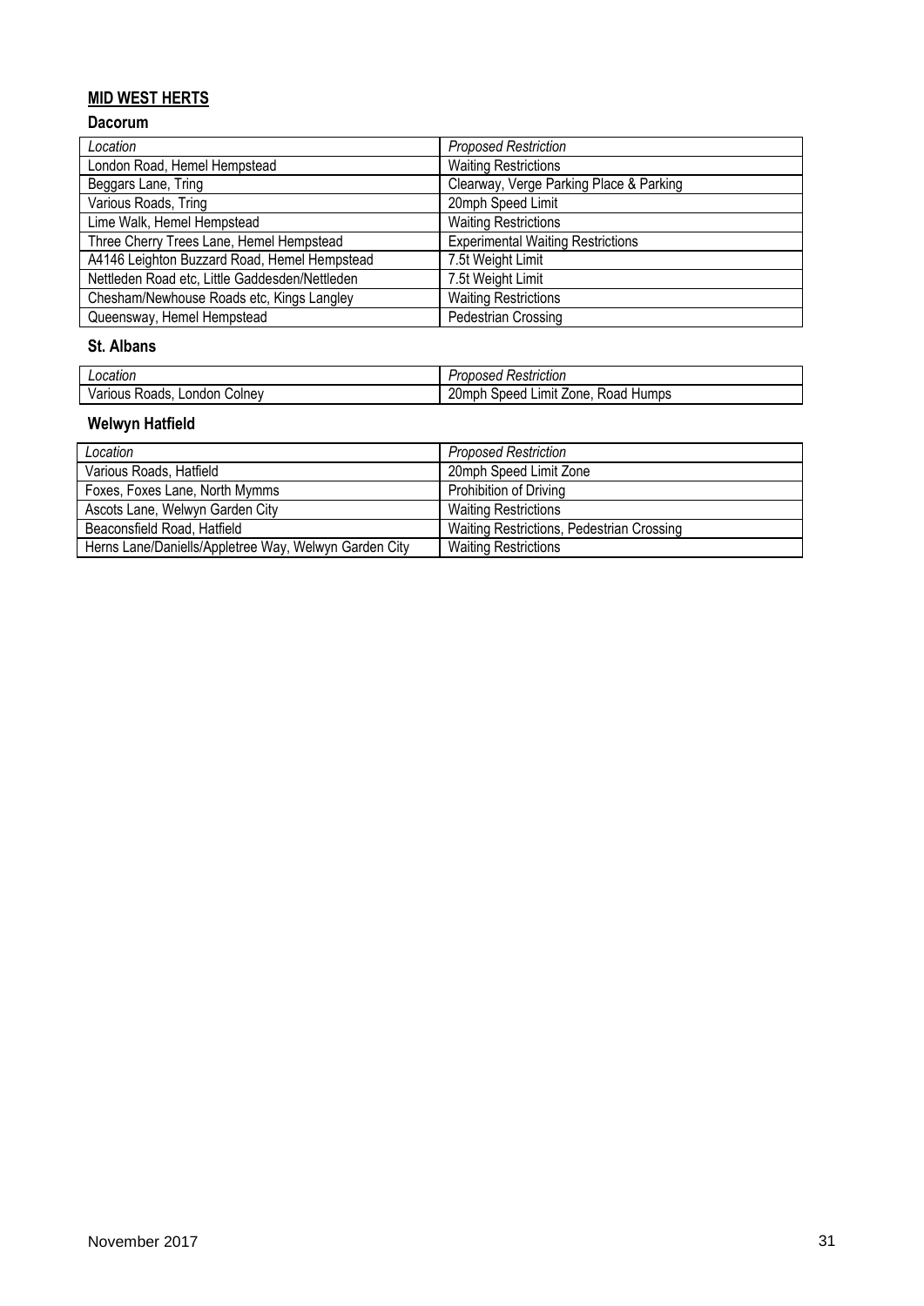## MID WEST HERTS

### Dacorum

| *Location* | *Proposed Restriction* |
|---|---|
| London Road, Hemel Hempstead | Waiting Restrictions |
| Beggars Lane, Tring | Clearway, Verge Parking Place & Parking |
| Various Roads, Tring | 20mph Speed Limit |
| Lime Walk, Hemel Hempstead | Waiting Restrictions |
| Three Cherry Trees Lane, Hemel Hempstead | Experimental Waiting Restrictions |
| A4146 Leighton Buzzard Road, Hemel Hempstead | 7.5t Weight Limit |
| Nettleden Road etc, Little Gaddesden/Nettleden | 7.5t Weight Limit |
| Chesham/Newhouse Roads etc, Kings Langley | Waiting Restrictions |
| Queensway, Hemel Hempstead | Pedestrian Crossing |

### St. Albans

| *Location* | *Proposed Restriction* |
|---|---|
| Various Roads, London Colney | 20mph Speed Limit Zone, Road Humps |

### Welwyn Hatfield

| *Location* | *Proposed Restriction* |
|---|---|
| Various Roads, Hatfield | 20mph Speed Limit Zone |
| Foxes, Foxes Lane, North Mymms | Prohibition of Driving |
| Ascots Lane, Welwyn Garden City | Waiting Restrictions |
| Beaconsfield Road, Hatfield | Waiting Restrictions, Pedestrian Crossing |
| Herns Lane/Daniells/Appletree Way, Welwyn Garden City | Waiting Restrictions |

November 2017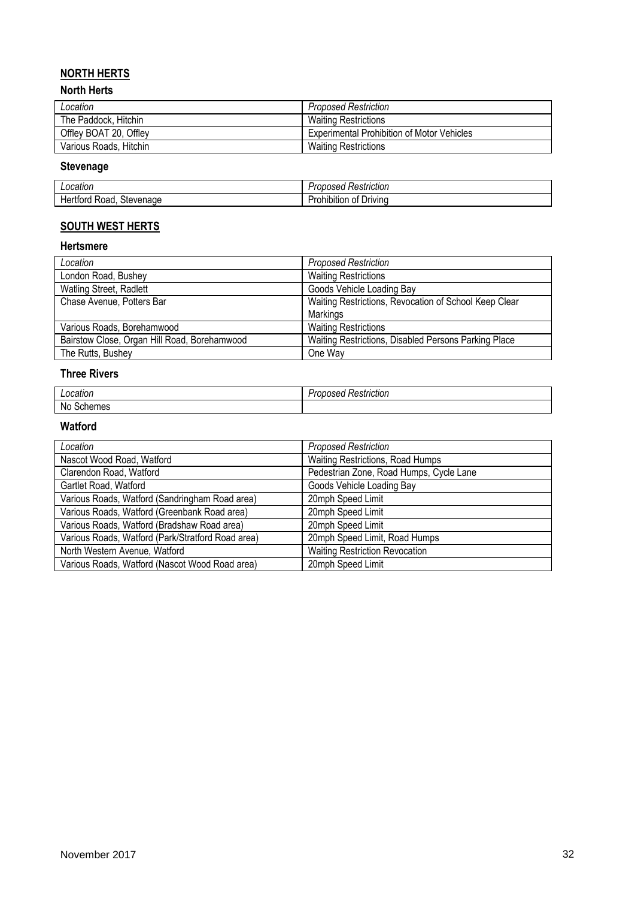## NORTH HERTS

### North Herts

| *Location* | *Proposed Restriction* |
|---|---|
| The Paddock, Hitchin | Waiting Restrictions |
| Offley BOAT 20, Offley | Experimental Prohibition of Motor Vehicles |
| Various Roads, Hitchin | Waiting Restrictions |

### Stevenage

| *Location* | *Proposed Restriction* |
|---|---|
| Hertford Road, Stevenage | Prohibition of Driving |

## SOUTH WEST HERTS

### Hertsmere

| *Location* | *Proposed Restriction* |
|---|---|
| London Road, Bushey | Waiting Restrictions |
| Watling Street, Radlett | Goods Vehicle Loading Bay |
| Chase Avenue, Potters Bar | Waiting Restrictions, Revocation of School Keep Clear Markings |
| Various Roads, Borehamwood | Waiting Restrictions |
| Bairstow Close, Organ Hill Road, Borehamwood | Waiting Restrictions, Disabled Persons Parking Place |
| The Rutts, Bushey | One Way |

### Three Rivers

| *Location* | *Proposed Restriction* |
|---|---|
| No Schemes | |

### Watford

| *Location* | *Proposed Restriction* |
|---|---|
| Nascot Wood Road, Watford | Waiting Restrictions, Road Humps |
| Clarendon Road, Watford | Pedestrian Zone, Road Humps, Cycle Lane |
| Gartlet Road, Watford | Goods Vehicle Loading Bay |
| Various Roads, Watford (Sandringham Road area) | 20mph Speed Limit |
| Various Roads, Watford (Greenbank Road area) | 20mph Speed Limit |
| Various Roads, Watford (Bradshaw Road area) | 20mph Speed Limit |
| Various Roads, Watford (Park/Stratford Road area) | 20mph Speed Limit, Road Humps |
| North Western Avenue, Watford | Waiting Restriction Revocation |
| Various Roads, Watford (Nascot Wood Road area) | 20mph Speed Limit |

November 2017